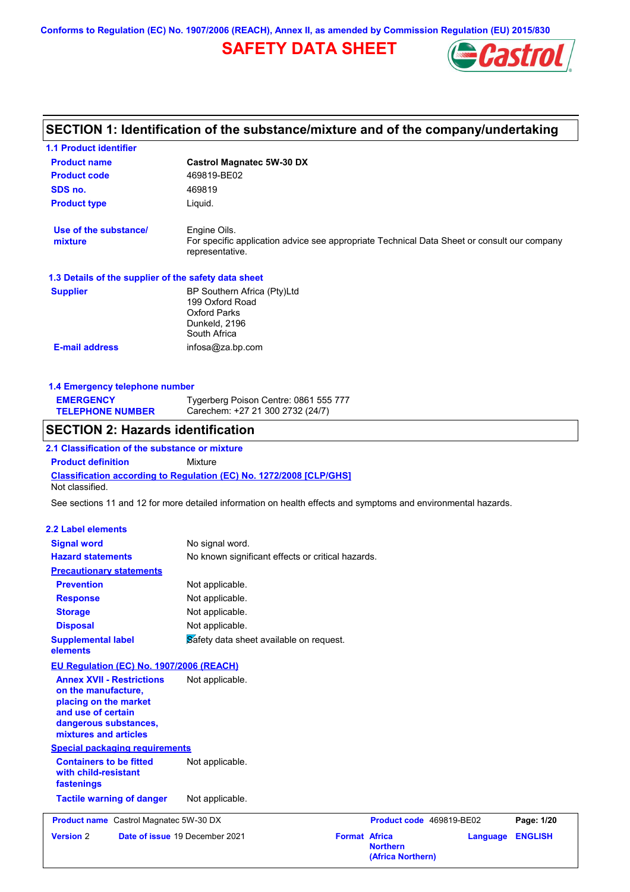Conforms to Regulation (EC) No. 1907/2006 (REACH), Annex II, as amended by Commission Regulation (EU) 2015/830

# SAFETY DATA SHEET

## SECTION 1: Identification of the substance/mixture and of the company/undertaking

### 1.1 Product identifier

| | |
|---|---|
| **Product name** | **Castrol Magnatec 5W-30 DX** |
| **Product code** | 469819-BE02 |
| **SDS no.** | 469819 |
| **Product type** | Liquid. |
| **Use of the substance/ mixture** | Engine Oils. For specific application advice see appropriate Technical Data Sheet or consult our company representative. |

### 1.3 Details of the supplier of the safety data sheet

| | |
|---|---|
| **Supplier** | BP Southern Africa (Pty)Ltd<br>199 Oxford Road<br>Oxford Parks<br>Dunkeld, 2196<br>South Africa |
| **E-mail address** | infosa@za.bp.com |

### 1.4 Emergency telephone number

| | |
|---|---|
| **EMERGENCY TELEPHONE NUMBER** | Tygerberg Poison Centre: 0861 555 777<br>Carechem: +27 21 300 2732 (24/7) |

## SECTION 2: Hazards identification

### 2.1 Classification of the substance or mixture

**Product definition** Mixture

**Classification according to Regulation (EC) No. 1272/2008 [CLP/GHS]**

Not classified.

See sections 11 and 12 for more detailed information on health effects and symptoms and environmental hazards.

### 2.2 Label elements

| | |
|---|---|
| **Signal word** | No signal word. |
| **Hazard statements** | No known significant effects or critical hazards. |

**Precautionary statements**

| | |
|---|---|
| **Prevention** | Not applicable. |
| **Response** | Not applicable. |
| **Storage** | Not applicable. |
| **Disposal** | Not applicable. |
| **Supplemental label elements** | Safety data sheet available on request. |

**EU Regulation (EC) No. 1907/2006 (REACH)**

| | |
|---|---|
| **Annex XVII - Restrictions on the manufacture, placing on the market and use of certain dangerous substances, mixtures and articles** | Not applicable. |

**Special packaging requirements**

| | |
|---|---|
| **Containers to be fitted with child-resistant fastenings** | Not applicable. |
| **Tactile warning of danger** | Not applicable. |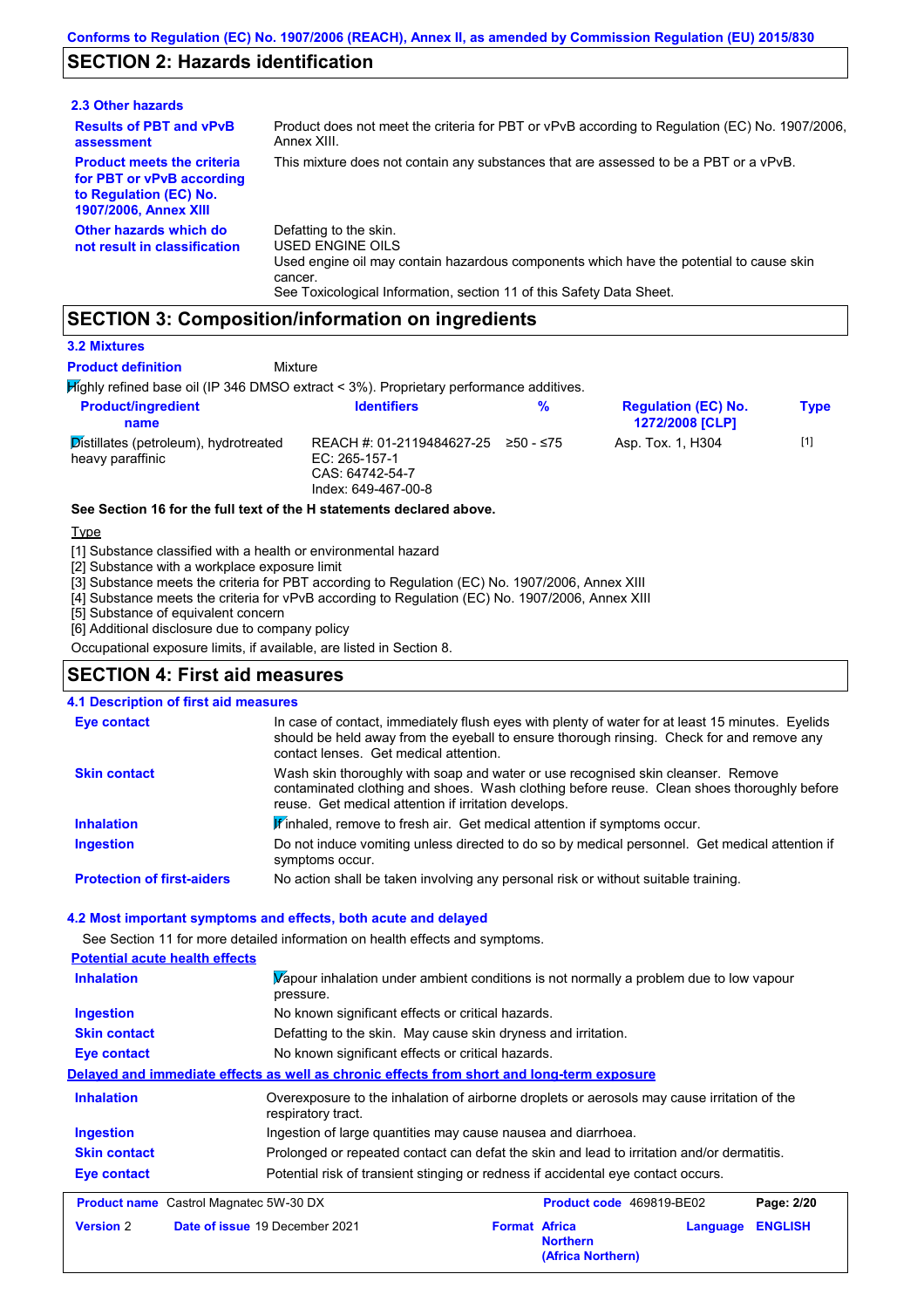## SECTION 2: Hazards identification

### 2.3 Other hazards

**Results of PBT and vPvB assessment**
Product does not meet the criteria for PBT or vPvB according to Regulation (EC) No. 1907/2006, Annex XIII.

**Product meets the criteria for PBT or vPvB according to Regulation (EC) No. 1907/2006, Annex XIII**
This mixture does not contain any substances that are assessed to be a PBT or a vPvB.

**Other hazards which do not result in classification**
Defatting to the skin.
USED ENGINE OILS
Used engine oil may contain hazardous components which have the potential to cause skin cancer.
See Toxicological Information, section 11 of this Safety Data Sheet.

## SECTION 3: Composition/information on ingredients

### 3.2 Mixtures

**Product definition** Mixture

Highly refined base oil (IP 346 DMSO extract < 3%). Proprietary performance additives.

| Product/ingredient name | Identifiers | % | Regulation (EC) No. 1272/2008 [CLP] | Type |
|---|---|---|---|---|
| Distillates (petroleum), hydrotreated heavy paraffinic | REACH #: 01-2119484627-25<br>EC: 265-157-1<br>CAS: 64742-54-7<br>Index: 649-467-00-8 | ≥50 - ≤75 | Asp. Tox. 1, H304 | [1] |

**See Section 16 for the full text of the H statements declared above.**

Type

[1] Substance classified with a health or environmental hazard
[2] Substance with a workplace exposure limit
[3] Substance meets the criteria for PBT according to Regulation (EC) No. 1907/2006, Annex XIII
[4] Substance meets the criteria for vPvB according to Regulation (EC) No. 1907/2006, Annex XIII
[5] Substance of equivalent concern
[6] Additional disclosure due to company policy

Occupational exposure limits, if available, are listed in Section 8.

## SECTION 4: First aid measures

### 4.1 Description of first aid measures

**Eye contact**
In case of contact, immediately flush eyes with plenty of water for at least 15 minutes. Eyelids should be held away from the eyeball to ensure thorough rinsing. Check for and remove any contact lenses. Get medical attention.

**Skin contact**
Wash skin thoroughly with soap and water or use recognised skin cleanser. Remove contaminated clothing and shoes. Wash clothing before reuse. Clean shoes thoroughly before reuse. Get medical attention if irritation develops.

**Inhalation**
If inhaled, remove to fresh air. Get medical attention if symptoms occur.

**Ingestion**
Do not induce vomiting unless directed to do so by medical personnel. Get medical attention if symptoms occur.

**Protection of first-aiders**
No action shall be taken involving any personal risk or without suitable training.

### 4.2 Most important symptoms and effects, both acute and delayed

See Section 11 for more detailed information on health effects and symptoms.

**Potential acute health effects**

**Inhalation**
Vapour inhalation under ambient conditions is not normally a problem due to low vapour pressure.

**Ingestion**
No known significant effects or critical hazards.

**Skin contact**
Defatting to the skin. May cause skin dryness and irritation.

**Eye contact**
No known significant effects or critical hazards.

**Delayed and immediate effects as well as chronic effects from short and long-term exposure**

**Inhalation**
Overexposure to the inhalation of airborne droplets or aerosols may cause irritation of the respiratory tract.

**Ingestion**
Ingestion of large quantities may cause nausea and diarrhoea.

**Skin contact**
Prolonged or repeated contact can defat the skin and lead to irritation and/or dermatitis.

**Eye contact**
Potential risk of transient stinging or redness if accidental eye contact occurs.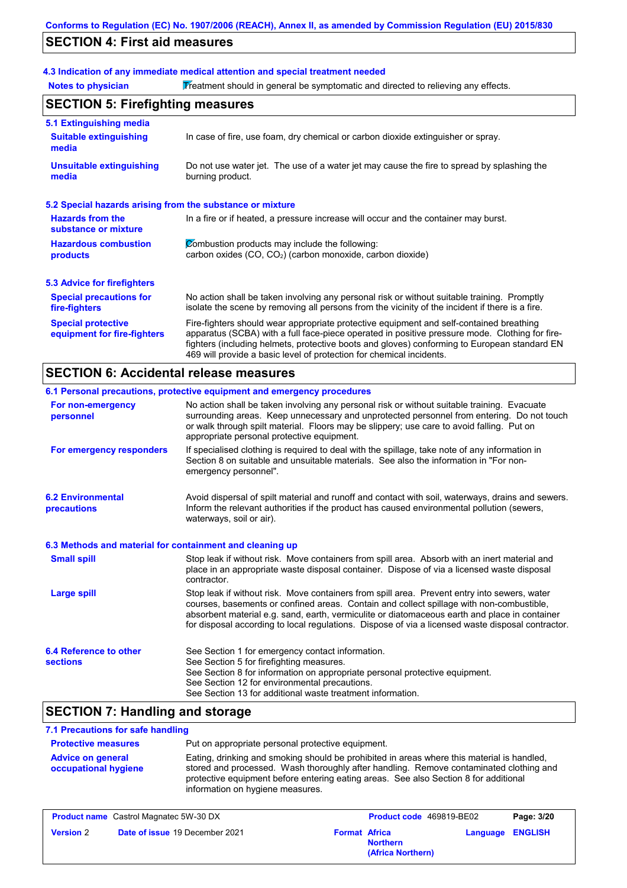## SECTION 4: First aid measures

### 4.3 Indication of any immediate medical attention and special treatment needed

**Notes to physician** Treatment should in general be symptomatic and directed to relieving any effects.

## SECTION 5: Firefighting measures

### 5.1 Extinguishing media

**Suitable extinguishing media** In case of fire, use foam, dry chemical or carbon dioxide extinguisher or spray.

**Unsuitable extinguishing media** Do not use water jet. The use of a water jet may cause the fire to spread by splashing the burning product.

### 5.2 Special hazards arising from the substance or mixture

**Hazards from the substance or mixture** In a fire or if heated, a pressure increase will occur and the container may burst.

**Hazardous combustion products** Combustion products may include the following:
carbon oxides (CO, $CO_2$) (carbon monoxide, carbon dioxide)

### 5.3 Advice for firefighters

**Special precautions for fire-fighters** No action shall be taken involving any personal risk or without suitable training. Promptly isolate the scene by removing all persons from the vicinity of the incident if there is a fire.

**Special protective equipment for fire-fighters** Fire-fighters should wear appropriate protective equipment and self-contained breathing apparatus (SCBA) with a full face-piece operated in positive pressure mode. Clothing for fire-fighters (including helmets, protective boots and gloves) conforming to European standard EN 469 will provide a basic level of protection for chemical incidents.

## SECTION 6: Accidental release measures

### 6.1 Personal precautions, protective equipment and emergency procedures

**For non-emergency personnel** No action shall be taken involving any personal risk or without suitable training. Evacuate surrounding areas. Keep unnecessary and unprotected personnel from entering. Do not touch or walk through spilt material. Floors may be slippery; use care to avoid falling. Put on appropriate personal protective equipment.

**For emergency responders** If specialised clothing is required to deal with the spillage, take note of any information in Section 8 on suitable and unsuitable materials. See also the information in "For non-emergency personnel".

**6.2 Environmental precautions** Avoid dispersal of spilt material and runoff and contact with soil, waterways, drains and sewers. Inform the relevant authorities if the product has caused environmental pollution (sewers, waterways, soil or air).

### 6.3 Methods and material for containment and cleaning up

**Small spill** Stop leak if without risk. Move containers from spill area. Absorb with an inert material and place in an appropriate waste disposal container. Dispose of via a licensed waste disposal contractor.

**Large spill** Stop leak if without risk. Move containers from spill area. Prevent entry into sewers, water courses, basements or confined areas. Contain and collect spillage with non-combustible, absorbent material e.g. sand, earth, vermiculite or diatomaceous earth and place in container for disposal according to local regulations. Dispose of via a licensed waste disposal contractor.

**6.4 Reference to other sections**
See Section 1 for emergency contact information.
See Section 5 for firefighting measures.
See Section 8 for information on appropriate personal protective equipment.
See Section 12 for environmental precautions.
See Section 13 for additional waste treatment information.

## SECTION 7: Handling and storage

### 7.1 Precautions for safe handling

**Protective measures** Put on appropriate personal protective equipment.

**Advice on general occupational hygiene** Eating, drinking and smoking should be prohibited in areas where this material is handled, stored and processed. Wash thoroughly after handling. Remove contaminated clothing and protective equipment before entering eating areas. See also Section 8 for additional information on hygiene measures.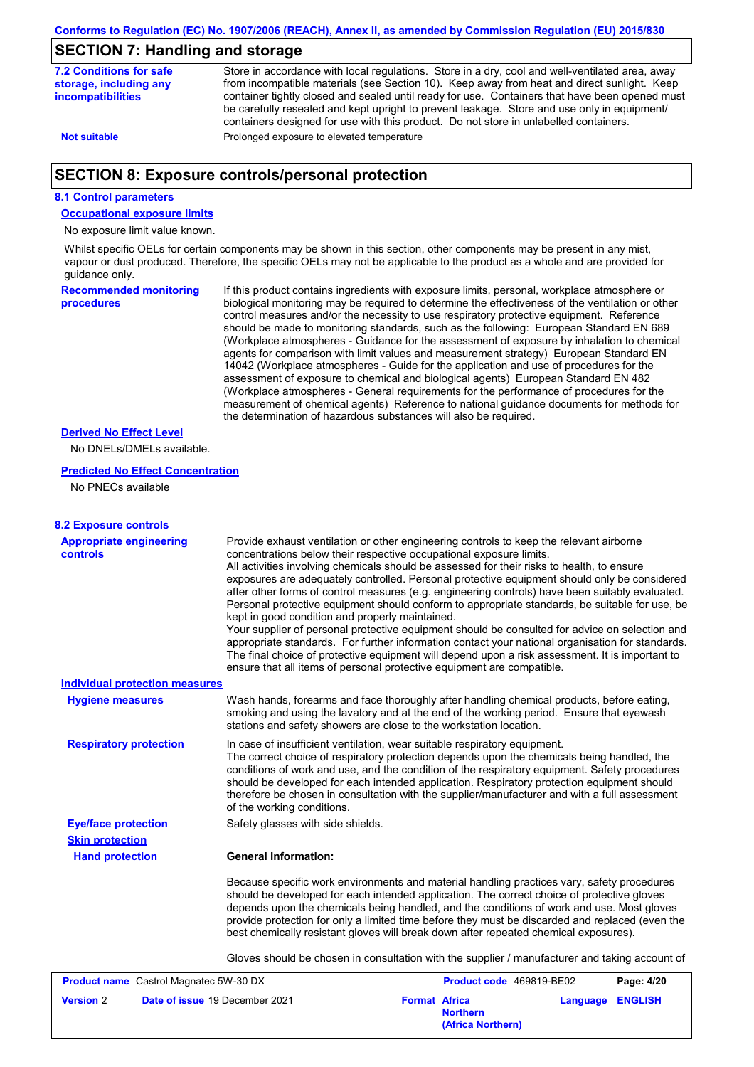## SECTION 7: Handling and storage

**7.2 Conditions for safe storage, including any incompatibilities**

Store in accordance with local regulations. Store in a dry, cool and well-ventilated area, away from incompatible materials (see Section 10). Keep away from heat and direct sunlight. Keep container tightly closed and sealed until ready for use. Containers that have been opened must be carefully resealed and kept upright to prevent leakage. Store and use only in equipment/ containers designed for use with this product. Do not store in unlabelled containers.

**Not suitable**

Prolonged exposure to elevated temperature

## SECTION 8: Exposure controls/personal protection

### 8.1 Control parameters

**Occupational exposure limits**

No exposure limit value known.

Whilst specific OELs for certain components may be shown in this section, other components may be present in any mist, vapour or dust produced. Therefore, the specific OELs may not be applicable to the product as a whole and are provided for guidance only.

**Recommended monitoring procedures**

If this product contains ingredients with exposure limits, personal, workplace atmosphere or biological monitoring may be required to determine the effectiveness of the ventilation or other control measures and/or the necessity to use respiratory protective equipment. Reference should be made to monitoring standards, such as the following: European Standard EN 689 (Workplace atmospheres - Guidance for the assessment of exposure by inhalation to chemical agents for comparison with limit values and measurement strategy) European Standard EN 14042 (Workplace atmospheres - Guide for the application and use of procedures for the assessment of exposure to chemical and biological agents) European Standard EN 482 (Workplace atmospheres - General requirements for the performance of procedures for the measurement of chemical agents) Reference to national guidance documents for methods for the determination of hazardous substances will also be required.

**Derived No Effect Level**

No DNELs/DMELs available.

**Predicted No Effect Concentration**

No PNECs available

### 8.2 Exposure controls

**Appropriate engineering controls**

Provide exhaust ventilation or other engineering controls to keep the relevant airborne concentrations below their respective occupational exposure limits.
All activities involving chemicals should be assessed for their risks to health, to ensure exposures are adequately controlled. Personal protective equipment should only be considered after other forms of control measures (e.g. engineering controls) have been suitably evaluated. Personal protective equipment should conform to appropriate standards, be suitable for use, be kept in good condition and properly maintained.
Your supplier of personal protective equipment should be consulted for advice on selection and appropriate standards. For further information contact your national organisation for standards.
The final choice of protective equipment will depend upon a risk assessment. It is important to ensure that all items of personal protective equipment are compatible.

**Individual protection measures**

**Hygiene measures**

Wash hands, forearms and face thoroughly after handling chemical products, before eating, smoking and using the lavatory and at the end of the working period. Ensure that eyewash stations and safety showers are close to the workstation location.

**Respiratory protection**

In case of insufficient ventilation, wear suitable respiratory equipment.
The correct choice of respiratory protection depends upon the chemicals being handled, the conditions of work and use, and the condition of the respiratory equipment. Safety procedures should be developed for each intended application. Respiratory protection equipment should therefore be chosen in consultation with the supplier/manufacturer and with a full assessment of the working conditions.

**Eye/face protection**

Safety glasses with side shields.

**Skin protection**

**Hand protection**

**General Information:**

Because specific work environments and material handling practices vary, safety procedures should be developed for each intended application. The correct choice of protective gloves depends upon the chemicals being handled, and the conditions of work and use. Most gloves provide protection for only a limited time before they must be discarded and replaced (even the best chemically resistant gloves will break down after repeated chemical exposures).

Gloves should be chosen in consultation with the supplier / manufacturer and taking account of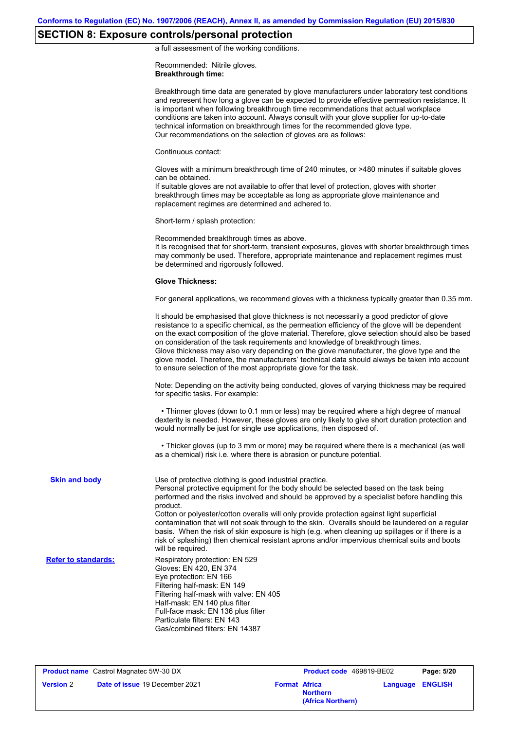## SECTION 8: Exposure controls/personal protection

a full assessment of the working conditions.

Recommended: Nitrile gloves.

**Breakthrough time:**

Breakthrough time data are generated by glove manufacturers under laboratory test conditions and represent how long a glove can be expected to provide effective permeation resistance. It is important when following breakthrough time recommendations that actual workplace conditions are taken into account. Always consult with your glove supplier for up-to-date technical information on breakthrough times for the recommended glove type.
Our recommendations on the selection of gloves are as follows:

Continuous contact:

Gloves with a minimum breakthrough time of 240 minutes, or >480 minutes if suitable gloves can be obtained.
If suitable gloves are not available to offer that level of protection, gloves with shorter breakthrough times may be acceptable as long as appropriate glove maintenance and replacement regimes are determined and adhered to.

Short-term / splash protection:

Recommended breakthrough times as above.
It is recognised that for short-term, transient exposures, gloves with shorter breakthrough times may commonly be used. Therefore, appropriate maintenance and replacement regimes must be determined and rigorously followed.

**Glove Thickness:**

For general applications, we recommend gloves with a thickness typically greater than 0.35 mm.

It should be emphasised that glove thickness is not necessarily a good predictor of glove resistance to a specific chemical, as the permeation efficiency of the glove will be dependent on the exact composition of the glove material. Therefore, glove selection should also be based on consideration of the task requirements and knowledge of breakthrough times.
Glove thickness may also vary depending on the glove manufacturer, the glove type and the glove model. Therefore, the manufacturers' technical data should always be taken into account to ensure selection of the most appropriate glove for the task.

Note: Depending on the activity being conducted, gloves of varying thickness may be required for specific tasks. For example:

- Thinner gloves (down to 0.1 mm or less) may be required where a high degree of manual dexterity is needed. However, these gloves are only likely to give short duration protection and would normally be just for single use applications, then disposed of.

- Thicker gloves (up to 3 mm or more) may be required where there is a mechanical (as well as a chemical) risk i.e. where there is abrasion or puncture potential.

**Skin and body**

Use of protective clothing is good industrial practice.
Personal protective equipment for the body should be selected based on the task being performed and the risks involved and should be approved by a specialist before handling this product.
Cotton or polyester/cotton overalls will only provide protection against light superficial contamination that will not soak through to the skin. Overalls should be laundered on a regular basis. When the risk of skin exposure is high (e.g. when cleaning up spillages or if there is a risk of splashing) then chemical resistant aprons and/or impervious chemical suits and boots will be required.

**Refer to standards:**

Respiratory protection: EN 529
Gloves: EN 420, EN 374
Eye protection: EN 166
Filtering half-mask: EN 149
Filtering half-mask with valve: EN 405
Half-mask: EN 140 plus filter
Full-face mask: EN 136 plus filter
Particulate filters: EN 143
Gas/combined filters: EN 14387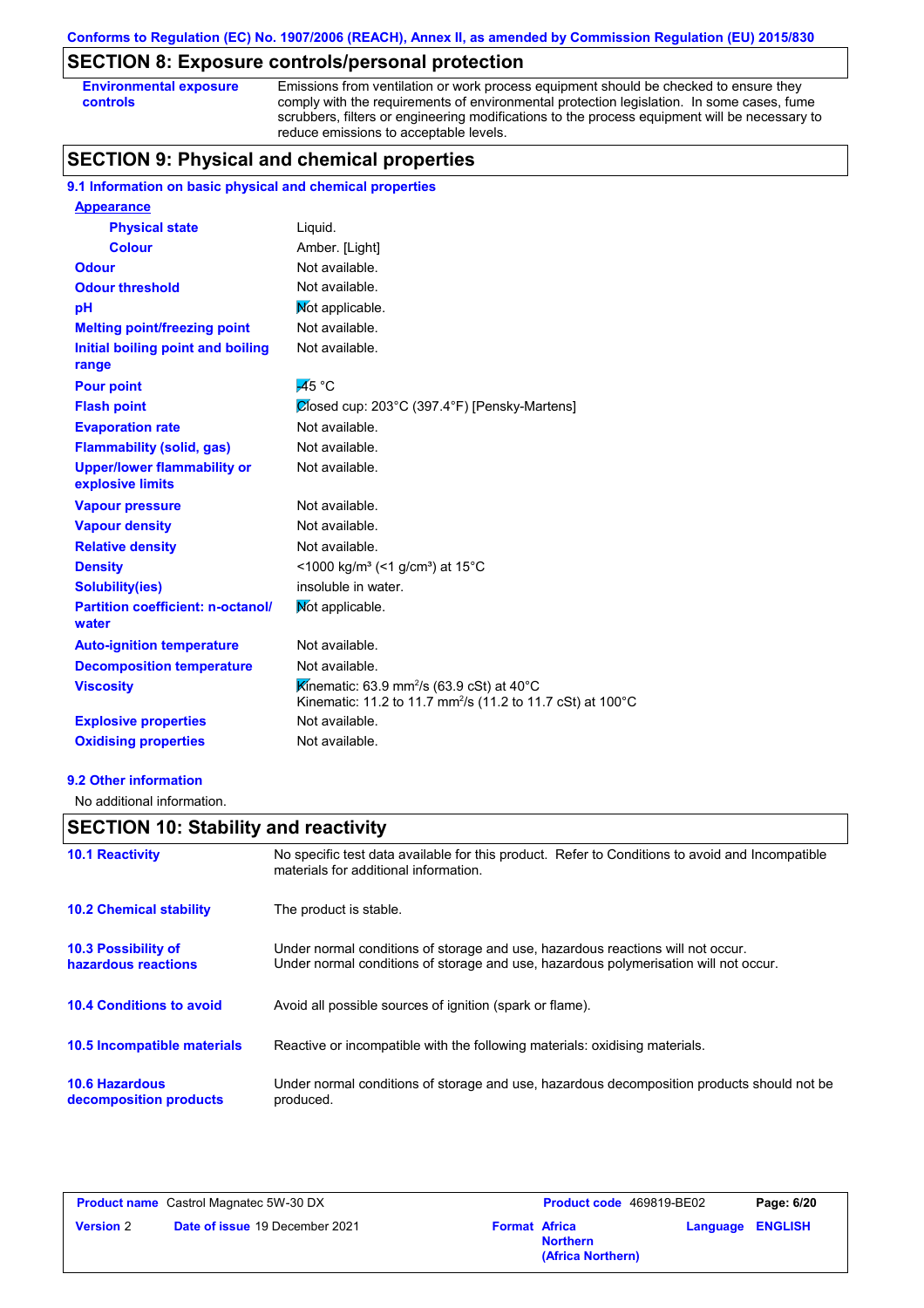Conforms to Regulation (EC) No. 1907/2006 (REACH), Annex II, as amended by Commission Regulation (EU) 2015/830

## SECTION 8: Exposure controls/personal protection

| | |
|---|---|
| **Environmental exposure controls** | Emissions from ventilation or work process equipment should be checked to ensure they comply with the requirements of environmental protection legislation. In some cases, fume scrubbers, filters or engineering modifications to the process equipment will be necessary to reduce emissions to acceptable levels. |

## SECTION 9: Physical and chemical properties

### 9.1 Information on basic physical and chemical properties

| | |
|---|---|
| **Appearance** | |
| **Physical state** | Liquid. |
| **Colour** | Amber. [Light] |
| **Odour** | Not available. |
| **Odour threshold** | Not available. |
| **pH** | Not applicable. |
| **Melting point/freezing point** | Not available. |
| **Initial boiling point and boiling range** | Not available. |
| **Pour point** | -45 °C |
| **Flash point** | Closed cup: 203°C (397.4°F) [Pensky-Martens] |
| **Evaporation rate** | Not available. |
| **Flammability (solid, gas)** | Not available. |
| **Upper/lower flammability or explosive limits** | Not available. |
| **Vapour pressure** | Not available. |
| **Vapour density** | Not available. |
| **Relative density** | Not available. |
| **Density** | <1000 kg/m³ (<1 g/cm³) at 15°C |
| **Solubility(ies)** | insoluble in water. |
| **Partition coefficient: n-octanol/ water** | Not applicable. |
| **Auto-ignition temperature** | Not available. |
| **Decomposition temperature** | Not available. |
| **Viscosity** | Kinematic: 63.9 $mm^2/s$ (63.9 cSt) at 40°C<br>Kinematic: 11.2 to 11.7 $mm^2/s$ (11.2 to 11.7 cSt) at 100°C |
| **Explosive properties** | Not available. |
| **Oxidising properties** | Not available. |

### 9.2 Other information

No additional information.

## SECTION 10: Stability and reactivity

| | |
|---|---|
| **10.1 Reactivity** | No specific test data available for this product. Refer to Conditions to avoid and Incompatible materials for additional information. |
| **10.2 Chemical stability** | The product is stable. |
| **10.3 Possibility of hazardous reactions** | Under normal conditions of storage and use, hazardous reactions will not occur.<br>Under normal conditions of storage and use, hazardous polymerisation will not occur. |
| **10.4 Conditions to avoid** | Avoid all possible sources of ignition (spark or flame). |
| **10.5 Incompatible materials** | Reactive or incompatible with the following materials: oxidising materials. |
| **10.6 Hazardous decomposition products** | Under normal conditions of storage and use, hazardous decomposition products should not be produced. |

| | | | |
|---|---|---|---|
| **Product name** Castrol Magnatec 5W-30 DX | | **Product code** 469819-BE02 | |
| **Version** 2 | **Date of issue** 19 December 2021 | **Format** Africa Northern (Africa Northern) | **Language** ENGLISH |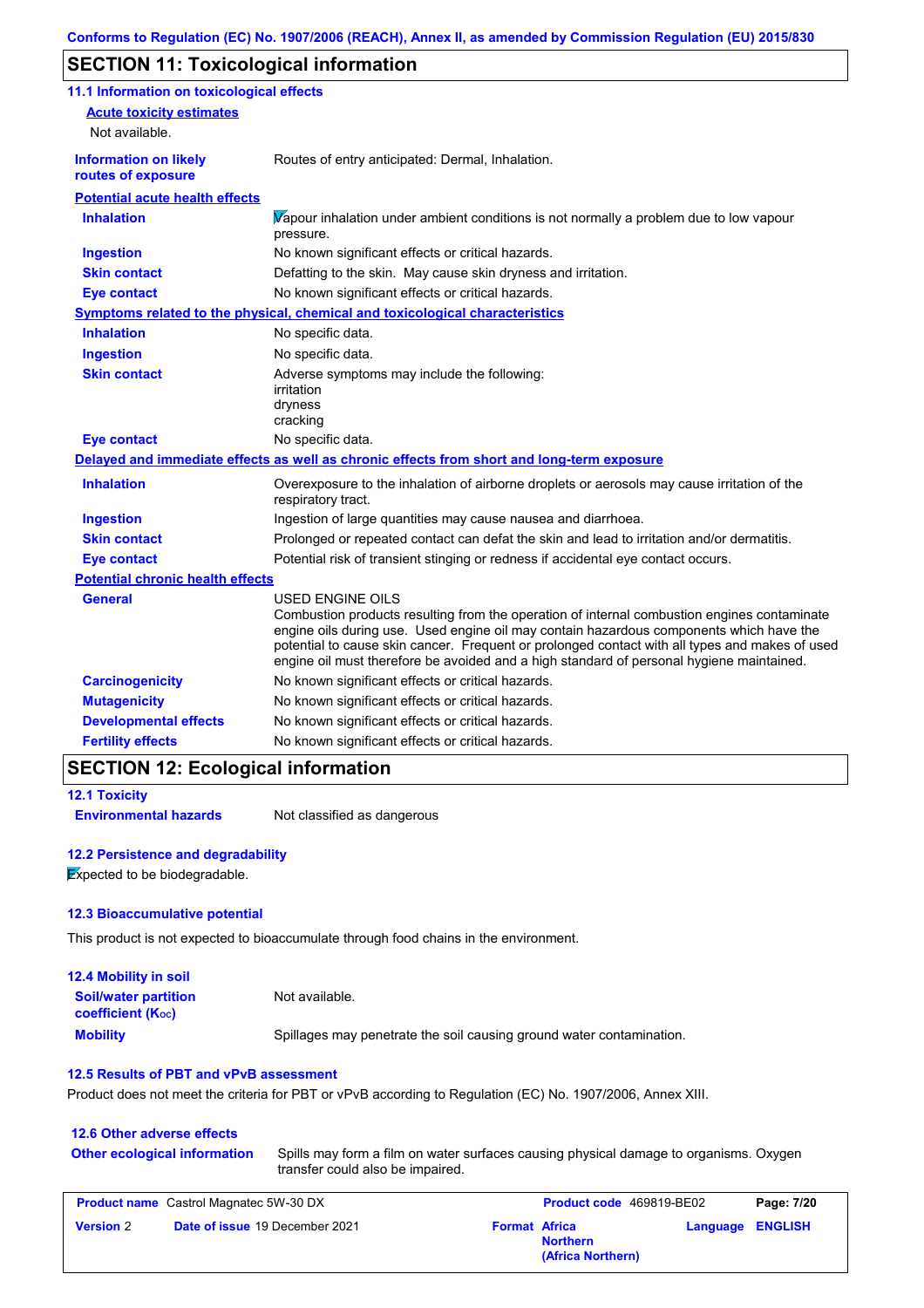## SECTION 11: Toxicological information

### 11.1 Information on toxicological effects

**Acute toxicity estimates**

Not available.

| | |
|---|---|
| **Information on likely routes of exposure** | Routes of entry anticipated: Dermal, Inhalation. |

**Potential acute health effects**

| | |
|---|---|
| **Inhalation** | Vapour inhalation under ambient conditions is not normally a problem due to low vapour pressure. |
| **Ingestion** | No known significant effects or critical hazards. |
| **Skin contact** | Defatting to the skin. May cause skin dryness and irritation. |
| **Eye contact** | No known significant effects or critical hazards. |

**Symptoms related to the physical, chemical and toxicological characteristics**

| | |
|---|---|
| **Inhalation** | No specific data. |
| **Ingestion** | No specific data. |
| **Skin contact** | Adverse symptoms may include the following:<br>irritation<br>dryness<br>cracking |
| **Eye contact** | No specific data. |

**Delayed and immediate effects as well as chronic effects from short and long-term exposure**

| | |
|---|---|
| **Inhalation** | Overexposure to the inhalation of airborne droplets or aerosols may cause irritation of the respiratory tract. |
| **Ingestion** | Ingestion of large quantities may cause nausea and diarrhoea. |
| **Skin contact** | Prolonged or repeated contact can defat the skin and lead to irritation and/or dermatitis. |
| **Eye contact** | Potential risk of transient stinging or redness if accidental eye contact occurs. |

**Potential chronic health effects**

| | |
|---|---|
| **General** | USED ENGINE OILS<br>Combustion products resulting from the operation of internal combustion engines contaminate engine oils during use. Used engine oil may contain hazardous components which have the potential to cause skin cancer. Frequent or prolonged contact with all types and makes of used engine oil must therefore be avoided and a high standard of personal hygiene maintained. |
| **Carcinogenicity** | No known significant effects or critical hazards. |
| **Mutagenicity** | No known significant effects or critical hazards. |
| **Developmental effects** | No known significant effects or critical hazards. |
| **Fertility effects** | No known significant effects or critical hazards. |

## SECTION 12: Ecological information

### 12.1 Toxicity

| | |
|---|---|
| **Environmental hazards** | Not classified as dangerous |

### 12.2 Persistence and degradability

Expected to be biodegradable.

### 12.3 Bioaccumulative potential

This product is not expected to bioaccumulate through food chains in the environment.

### 12.4 Mobility in soil

| | |
|---|---|
| **Soil/water partition coefficient ($K_{OC}$)** | Not available. |
| **Mobility** | Spillages may penetrate the soil causing ground water contamination. |

### 12.5 Results of PBT and vPvB assessment

Product does not meet the criteria for PBT or vPvB according to Regulation (EC) No. 1907/2006, Annex XIII.

### 12.6 Other adverse effects

| | |
|---|---|
| **Other ecological information** | Spills may form a film on water surfaces causing physical damage to organisms. Oxygen transfer could also be impaired. |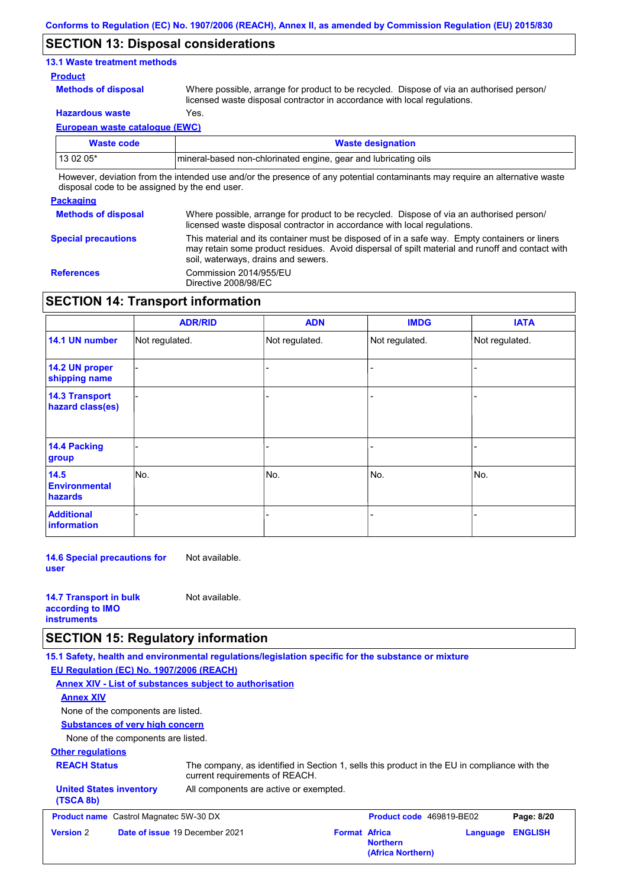## SECTION 13: Disposal considerations

### 13.1 Waste treatment methods

**Product**

**Methods of disposal** Where possible, arrange for product to be recycled. Dispose of via an authorised person/ licensed waste disposal contractor in accordance with local regulations.

**Hazardous waste** Yes.

**European waste catalogue (EWC)**

| Waste code | Waste designation |
|---|---|
| 13 02 05* | mineral-based non-chlorinated engine, gear and lubricating oils |

However, deviation from the intended use and/or the presence of any potential contaminants may require an alternative waste disposal code to be assigned by the end user.

**Packaging**

**Methods of disposal** Where possible, arrange for product to be recycled. Dispose of via an authorised person/ licensed waste disposal contractor in accordance with local regulations.

**Special precautions** This material and its container must be disposed of in a safe way. Empty containers or liners may retain some product residues. Avoid dispersal of spilt material and runoff and contact with soil, waterways, drains and sewers.

**References** Commission 2014/955/EU
Directive 2008/98/EC

## SECTION 14: Transport information

| | ADR/RID | ADN | IMDG | IATA |
|---|---|---|---|---|
| **14.1 UN number** | Not regulated. | Not regulated. | Not regulated. | Not regulated. |
| **14.2 UN proper shipping name** | - | - | - | - |
| **14.3 Transport hazard class(es)** | - | - | - | - |
| **14.4 Packing group** | - | - | - | - |
| **14.5 Environmental hazards** | No. | No. | No. | No. |
| **Additional information** | - | - | - | - |

**14.6 Special precautions for user** Not available.

**14.7 Transport in bulk according to IMO instruments** Not available.

## SECTION 15: Regulatory information

### 15.1 Safety, health and environmental regulations/legislation specific for the substance or mixture

**EU Regulation (EC) No. 1907/2006 (REACH)**

**Annex XIV - List of substances subject to authorisation**

**Annex XIV**

None of the components are listed.

**Substances of very high concern**

None of the components are listed.

**Other regulations**

**REACH Status** The company, as identified in Section 1, sells this product in the EU in compliance with the current requirements of REACH.

**United States inventory (TSCA 8b)** All components are active or exempted.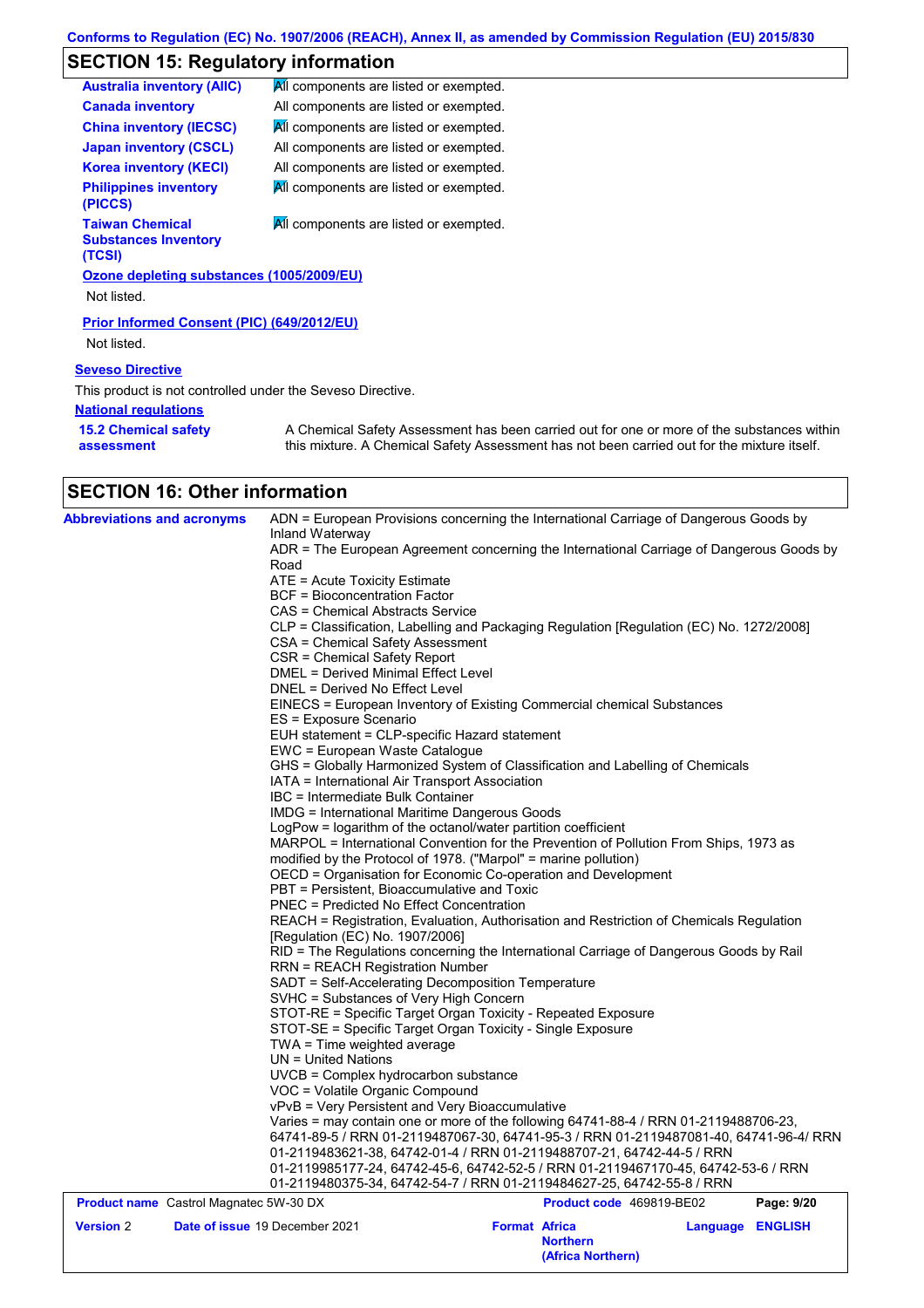## SECTION 15: Regulatory information

| | |
|---|---|
| **Australia inventory (AIIC)** | All components are listed or exempted. |
| **Canada inventory** | All components are listed or exempted. |
| **China inventory (IECSC)** | All components are listed or exempted. |
| **Japan inventory (CSCL)** | All components are listed or exempted. |
| **Korea inventory (KECI)** | All components are listed or exempted. |
| **Philippines inventory (PICCS)** | All components are listed or exempted. |
| **Taiwan Chemical Substances Inventory (TCSI)** | All components are listed or exempted. |

**Ozone depleting substances (1005/2009/EU)**

Not listed.

**Prior Informed Consent (PIC) (649/2012/EU)**

Not listed.

**Seveso Directive**

This product is not controlled under the Seveso Directive.

**National regulations**

**15.2 Chemical safety assessment**: A Chemical Safety Assessment has been carried out for one or more of the substances within this mixture. A Chemical Safety Assessment has not been carried out for the mixture itself.

## SECTION 16: Other information

**Abbreviations and acronyms**

ADN = European Provisions concerning the International Carriage of Dangerous Goods by Inland Waterway
ADR = The European Agreement concerning the International Carriage of Dangerous Goods by Road
ATE = Acute Toxicity Estimate
BCF = Bioconcentration Factor
CAS = Chemical Abstracts Service
CLP = Classification, Labelling and Packaging Regulation [Regulation (EC) No. 1272/2008]
CSA = Chemical Safety Assessment
CSR = Chemical Safety Report
DMEL = Derived Minimal Effect Level
DNEL = Derived No Effect Level
EINECS = European Inventory of Existing Commercial chemical Substances
ES = Exposure Scenario
EUH statement = CLP-specific Hazard statement
EWC = European Waste Catalogue
GHS = Globally Harmonized System of Classification and Labelling of Chemicals
IATA = International Air Transport Association
IBC = Intermediate Bulk Container
IMDG = International Maritime Dangerous Goods
LogPow = logarithm of the octanol/water partition coefficient
MARPOL = International Convention for the Prevention of Pollution From Ships, 1973 as modified by the Protocol of 1978. ("Marpol" = marine pollution)
OECD = Organisation for Economic Co-operation and Development
PBT = Persistent, Bioaccumulative and Toxic
PNEC = Predicted No Effect Concentration
REACH = Registration, Evaluation, Authorisation and Restriction of Chemicals Regulation [Regulation (EC) No. 1907/2006]
RID = The Regulations concerning the International Carriage of Dangerous Goods by Rail
RRN = REACH Registration Number
SADT = Self-Accelerating Decomposition Temperature
SVHC = Substances of Very High Concern
STOT-RE = Specific Target Organ Toxicity - Repeated Exposure
STOT-SE = Specific Target Organ Toxicity - Single Exposure
TWA = Time weighted average
UN = United Nations
UVCB = Complex hydrocarbon substance
VOC = Volatile Organic Compound
vPvB = Very Persistent and Very Bioaccumulative
Varies = may contain one or more of the following 64741-88-4 / RRN 01-2119488706-23, 64741-89-5 / RRN 01-2119487067-30, 64741-95-3 / RRN 01-2119487081-40, 64741-96-4/ RRN 01-2119483621-38, 64742-01-4 / RRN 01-2119488707-21, 64742-44-5 / RRN 01-2119985177-24, 64742-45-6, 64742-52-5 / RRN 01-2119467170-45, 64742-53-6 / RRN 01-2119480375-34, 64742-54-7 / RRN 01-2119484627-25, 64742-55-8 / RRN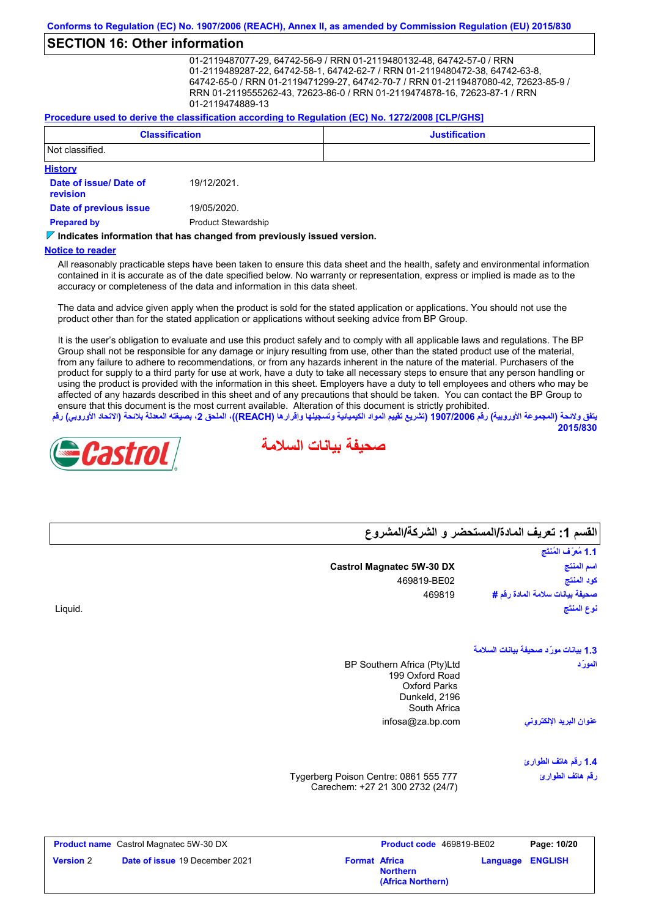## SECTION 16: Other information

01-2119487077-29, 64742-56-9 / RRN 01-2119480132-48, 64742-57-0 / RRN 01-2119489287-22, 64742-58-1, 64742-62-7 / RRN 01-2119480472-38, 64742-63-8, 64742-65-0 / RRN 01-2119471299-27, 64742-70-7 / RRN 01-2119487080-42, 72623-85-9 / RRN 01-2119555262-43, 72623-86-0 / RRN 01-2119474878-16, 72623-87-1 / RRN 01-2119474889-13

**Procedure used to derive the classification according to Regulation (EC) No. 1272/2008 [CLP/GHS]**

| Classification | Justification |
| --- | --- |
| Not classified. | |

**History**

**Date of issue/ Date of revision** 19/12/2021.

**Date of previous issue** 19/05/2020.

**Prepared by** Product Stewardship

**Indicates information that has changed from previously issued version.**

**Notice to reader**

All reasonably practicable steps have been taken to ensure this data sheet and the health, safety and environmental information contained in it is accurate as of the date specified below. No warranty or representation, express or implied is made as to the accuracy or completeness of the data and information in this data sheet.

The data and advice given apply when the product is sold for the stated application or applications. You should not use the product other than for the stated application or applications without seeking advice from BP Group.

It is the user's obligation to evaluate and use this product safely and to comply with all applicable laws and regulations. The BP Group shall not be responsible for any damage or injury resulting from use, other than the stated product use of the material, from any failure to adhere to recommendations, or from any hazards inherent in the nature of the material. Purchasers of the product for supply to a third party for use at work, have a duty to take all necessary steps to ensure that any person handling or using the product is provided with the information in this sheet. Employers have a duty to tell employees and others who may be affected of any hazards described in this sheet and of any precautions that should be taken. You can contact the BP Group to ensure that this document is the most current available. Alteration of this document is strictly prohibited.

يتفق ولائحة (المجموعة الأوروبية) رقم 1907/2006 (تشريع تقييم المواد الكيميائية وتسجيلها وإقرارها (REACH))، الملحق 2، بصيغته المعدلة بلائحة (الاتحاد الأوروبي) رقم 2015/830

Castrol

# صحيفة بيانات السلامة

## القسم 1: تعريف المادة/المستحضر و الشركة/المشروع

### 1.1 مُعرِّف المُنتَج

**اسم المنتج** Castrol Magnatec 5W-30 DX

**كود المنتج** 469819-BE02

**صحيفة بيانات سلامة المادة رقم #** 469819

**نوع المنتج** Liquid.

### 1.3 بيانات مورِّد صحيفة بيانات السلامة

**المورِّد**
BP Southern Africa (Pty)Ltd
199 Oxford Road
Oxford Parks
Dunkeld, 2196
South Africa

**عنوان البريد الإلكتروني** infosa@za.bp.com

### 1.4 رقم هاتف الطوارئ

**رقم هاتف الطوارئ**
Tygerberg Poison Centre: 0861 555 777
Carechem: +27 21 300 2732 (24/7)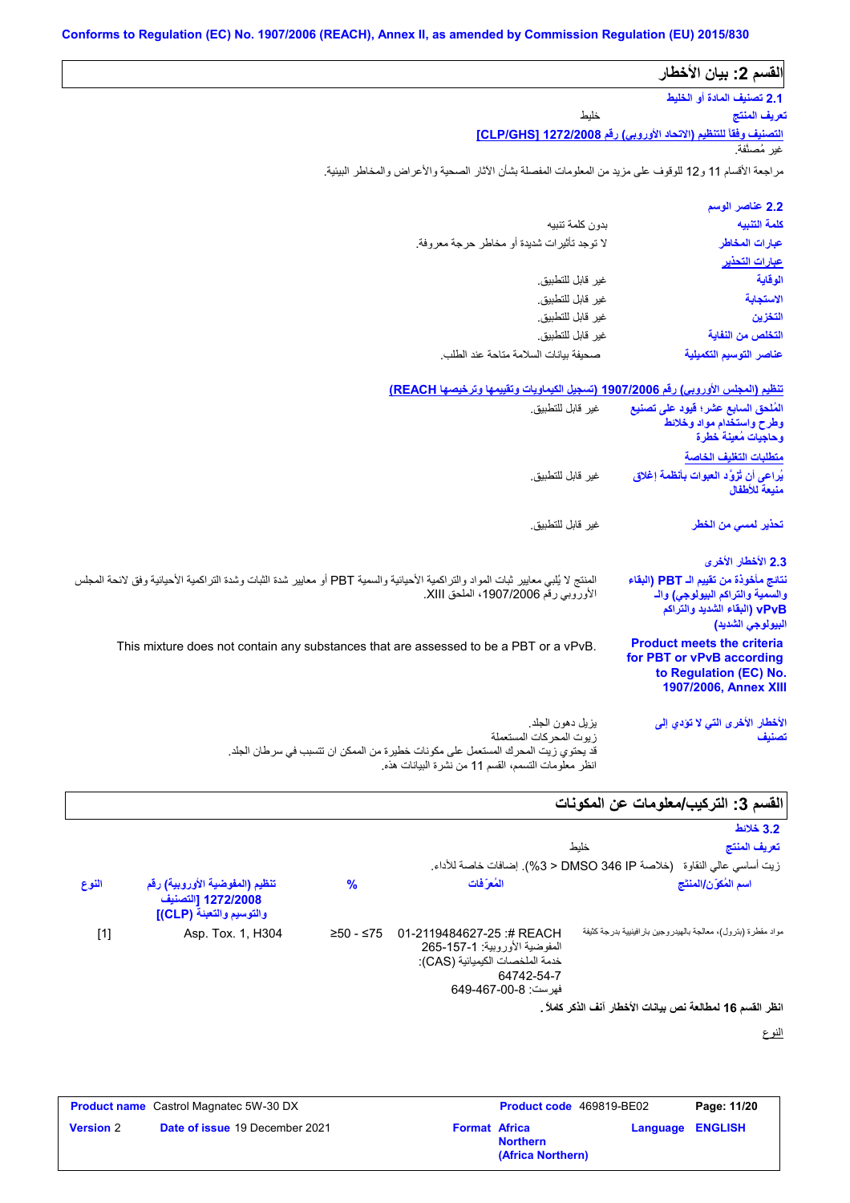Conforms to Regulation (EC) No. 1907/2006 (REACH), Annex II, as amended by Commission Regulation (EU) 2015/830

## القسم 2: بيان الأخطار

### 2.1 تصنيف المادة أو الخليط

**تعريف المنتج**: خليط

**التصنيف وفقاً للتنظيم (الاتحاد الأوروبي) رقم 1272/2008 [CLP/GHS]**

غير مُصنَّفة.

مراجعة الأقسام 11 و12 للوقوف على مزيد من المعلومات المفصلة بشأن الآثار الصحية والأعراض والمخاطر البيئية.

### 2.2 عناصر الوسم

**كلمة التنبيه**: بدون كلمة تنبيه

**عبارات المخاطر**: لا توجد تأثيرات شديدة أو مخاطر حرجة معروفة.

**عبارات التحذير**

**الوقاية**: غير قابل للتطبيق.

**الاستجابة**: غير قابل للتطبيق.

**التخزين**: غير قابل للتطبيق.

**التخلص من النفاية**: غير قابل للتطبيق.

**عناصر التوسيم التكميلية**: صحيفة بيانات السلامة متاحة عند الطلب.

**تنظيم (المجلس الأوروبي) رقم 1907/2006 (تسجيل الكيماويات وتقييمها وترخيصها REACH)**

**المُلحق السابع عشر؛ قيود على تصنيع وطرح واستخدام مواد وخلائط وحاجيات مُعينة خطرة**: غير قابل للتطبيق.

**متطلبات التغليف الخاصة**

**يُراعى أن تزوَّد العبوات بأنظمة إغلاق منيعة للأطفال**: غير قابل للتطبيق.

**تحذير لمسي من الخطر**: غير قابل للتطبيق.

### 2.3 الأخطار الأخرى

**نتائج مأخوذة من تقييم الـ PBT (البقاء والسمية والتراكم البيولوجي) والـ vPvB (البقاء الشديد والتراكم البيولوجي الشديد)**: المنتج لا يُلبي معايير ثبات المواد والتراكمية الأحيائية والسمية PBT أو معايير شدة الثبات وشدة التراكمية الأحيائية وفق لائحة المجلس الأوروبي رقم 1907/2006، الملحق XIII.

**Product meets the criteria for PBT or vPvB according to Regulation (EC) No. 1907/2006, Annex XIII**: This mixture does not contain any substances that are assessed to be a PBT or a vPvB.

**الأخطار الأخرى التي لا تؤدي إلى تصنيف**: يزيل دهون الجلد.
زيوت المحركات المستعملة
قد يحتوي زيت المحرك المستعمل على مكونات خطيرة من الممكن ان تتسبب في سرطان الجلد.
انظر معلومات التسمم، القسم 11 من نشرة البيانات هذه.

## القسم 3: التركيب/معلومات عن المكونات

### 3.2 خلائط

**تعريف المنتج**: خليط

زيت أساسي عالي النقاوة (خلاصة DMSO 346 IP > 3%). إضافات خاصة للأداء.

| اسم المكوِّن/المنتج | المُعرِّفات | % | تنظيم (المفوضية الأوروبية) رقم 1272/2008 [التصنيف والتوسيم والتعبئة (CLP)] | النوع |
|---|---|---|---|---|
| مواد مقطرة (بترول)، معالجة بالهيدروجين بارافينية بدرجة كثيفة | REACH #: 01-2119484627-25<br>المفوضية الأوروبية: 265-157-1<br>خدمة الملخصات الكيميائية (CAS): 64742-54-7<br>فهرست: 649-467-00-8 | ≥50 - ≤75 | Asp. Tox. 1, H304 | [1] |

**انظر القسم 16 لمطالعة نص بيانات الأخطار آنف الذكر كاملاً.**

النوع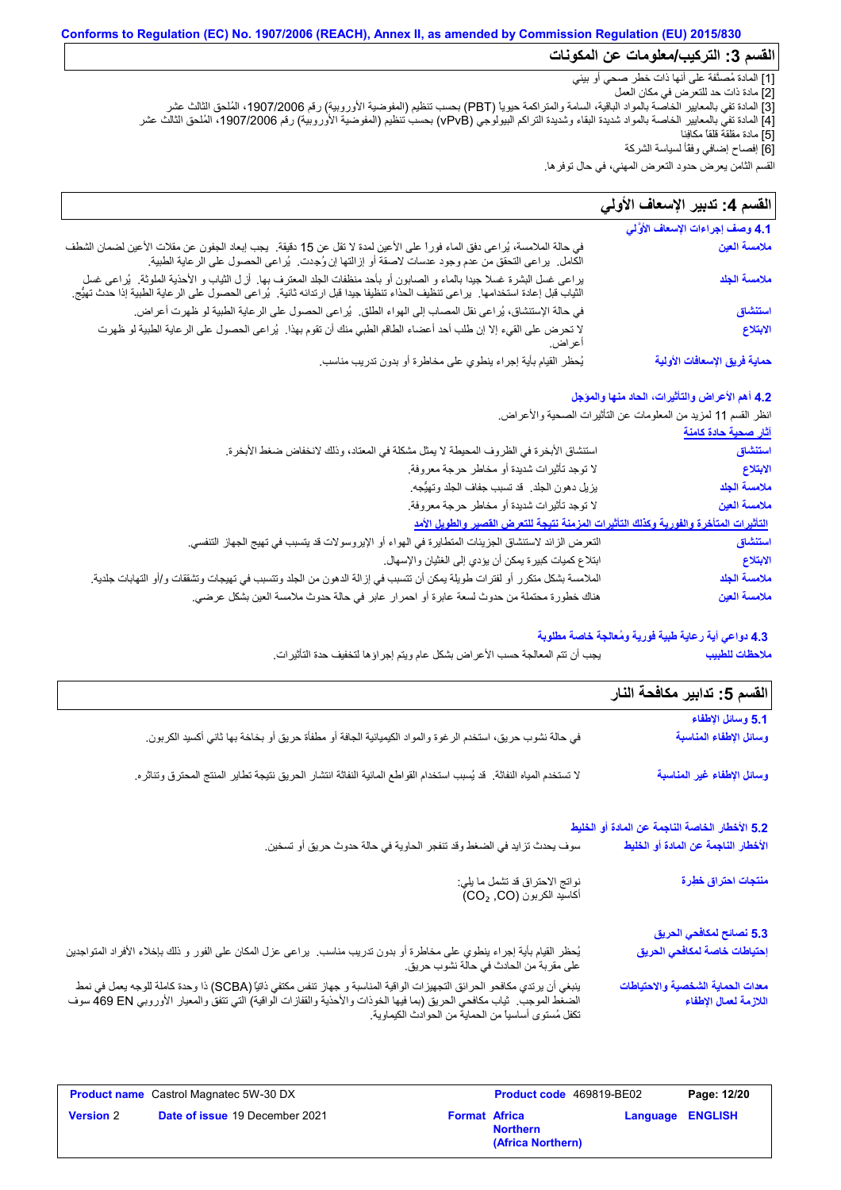Conforms to Regulation (EC) No. 1907/2006 (REACH), Annex II, as amended by Commission Regulation (EU) 2015/830

## القسم 3: التركيب/معلومات عن المكونات

[1] المادة مُصنفة على أنها ذات خطر صحي أو بيئي
[2] مادة ذات حد للتعرض في مكان العمل
[3] المادة تفي بالمعايير الخاصة بالمواد الباقية، السامة والمتراكمة حيويا (PBT) بحسب تنظيم (المفوضية الأوروبية) رقم 1907/2006، المُلحق الثالث عشر
[4] المادة تفي بالمعايير الخاصة بالمواد شديدة البقاء وشديدة التراكم البيولوجي (vPvB) بحسب تنظيم (المفوضية الأوروبية) رقم 1907/2006، المُلحق الثالث عشر
[5] مادة مقلقة قلقاً مكافئا
[6] إفصاح إضافي وفقاً لسياسة الشركة

القسم الثامن يعرض حدود التعرض المهني، في حال توفرها.

## القسم 4: تدبير الإسعاف الأولي

### 4.1 وصف إجراءات الإسعاف الأوّلي

| | |
|---|---|
| ملامسة العين | في حالة الملامسة، يُراعى دفق الماء فورا على الأعين لمدة لا تقل عن 15 دقيقة. يجب إبعاد الجفون عن مقلات الأعين لضمان الشطف الكامل. يراعى التحقق من عدم وجود عدسات لاصقة أو إزالتها إن وُجِدت. يُراعى الحصول على الرعاية الطبية. |
| ملامسة الجلد | يراعى غسل البشرة غسلا جيدا بالماء و الصابون أو بأحد منظفات الجلد المعترف بها. أزل الثياب و الأحذية الملوثة. يُراعى غسل الثياب قبل إعادة استخدامها. يراعى تنظيف الحذاء تنظيفا جيدا قبل ارتدائه ثانية. يُراعى الحصول على الرعاية الطبية إذا حدث تهيُّج. |
| استنشاق | في حالة الإستنشاق، يُراعى نقل المصاب إلى الهواء الطلق. يُراعى الحصول على الرعاية الطبية لو ظهرت أعراض. |
| الابتلاع | لا تحرض على القيء إلا إن طلب أحد أعضاء الطاقم الطبي منك أن تقوم بهذا. يُراعى الحصول على الرعاية الطبية لو ظهرت أعراض. |
| حماية فريق الإسعافات الأولية | يُحظر القيام بأية إجراء ينطوي على مخاطرة أو بدون تدريب مناسب. |

### 4.2 أهم الأعراض والتأثيرات، الحاد منها والمؤجل

انظر القسم 11 لمزيد من المعلومات عن التأثيرات الصحية والأعراض.

**آثار صحية حادة كامنة**

| | |
|---|---|
| استنشاق | استنشاق الأبخرة في الظروف المحيطة لا يمثل مشكلة في المعتاد، وذلك لانخفاض ضغط الأبخرة. |
| الابتلاع | لا توجد تأثيرات شديدة أو مخاطر حرجة معروفة. |
| ملامسة الجلد | يزيل دهون الجلد. قد تسبب جفاف الجلد وتهيُّجه. |
| ملامسة العين | لا توجد تأثيرات شديدة أو مخاطر حرجة معروفة. |

**التأثيرات المتأخرة والفورية وكذلك التأثيرات المزمنة نتيجة للتعرض القصير والطويل الأمد**

| | |
|---|---|
| استنشاق | التعرض الزائد لاستنشاق الجزيئات المتطايرة في الهواء أو الإيروسولات قد يتسبب في تهيج الجهاز التنفسي. |
| الابتلاع | ابتلاع كميات كبيرة يمكن أن يؤدي إلى الغثيان والإسهال. |
| ملامسة الجلد | الملامسة بشكل متكرر أو لفترات طويلة يمكن أن تتسبب في إزالة الدهون من الجلد وتتسبب في تهيجات وتشققات و/أو التهابات جلدية. |
| ملامسة العين | هناك خطورة محتملة من حدوث لسعة عابرة أو احمرار عابر في حالة حدوث ملامسة العين بشكل عرضي. |

### 4.3 دواعي أية رعاية طبية فورية ومُعالجة خاصة مطلوبة

| | |
|---|---|
| ملاحظات للطبيب | يجب أن تتم المعالجة حسب الأعراض بشكل عام ويتم إجراؤها لتخفيف حدة التأثيرات. |

## القسم 5: تدابير مكافحة النار

### 5.1 وسائل الإطفاء

| | |
|---|---|
| وسائل الإطفاء المناسبة | في حالة نشوب حريق، استخدم الرغوة والمواد الكيميائية الجافة أو مطفأة حريق أو بخاخة بها ثاني أكسيد الكربون. |
| وسائل الإطفاء غير المناسبة | لا تستخدم المياه النفاثة. قد يُسبب استخدام القواطع المائية النفاثة انتشار الحريق نتيجة تطاير المنتج المحترق وتناثره. |

### 5.2 الأخطار الخاصة الناجمة عن المادة أو الخليط

| | |
|---|---|
| الأخطار الناجمة عن المادة أو الخليط | سوف يحدث تزايد في الضغط وقد تنفجر الحاوية في حالة حدوث حريق أو تسخين. |
| منتجات احتراق خطرة | نواتج الاحتراق قد تشمل ما يلي: أكاسيد الكربون ($CO_2$ ,CO) |

### 5.3 نصائح لمكافحي الحريق

| | |
|---|---|
| إحتياطات خاصة لمكافحي الحريق | يُحظر القيام بأية إجراء ينطوي على مخاطرة أو بدون تدريب مناسب. يراعى عزل المكان على الفور و ذلك بإخلاء الأفراد المتواجدين على مقربة من الحادث في حالة نشوب حريق. |
| معدات الحماية الشخصية والاحتياطات اللازمة لعمال الإطفاء | ينبغي أن يرتدي مكافحو الحرائق التجهيزات الواقية المناسبة و جهاز تنفس مكتفي ذاتيًا (SCBA) ذا وحدة كاملة للوجه يعمل في نمط الضغط الموجب. ثياب مكافحي الحريق (بما فيها الخوذات والأحذية والقفازات الواقية) التي تتفق والمعيار الأوروبي EN 469 سوف تكفل مُستوى أساسياً من الحماية من الحوادث الكيماوية. |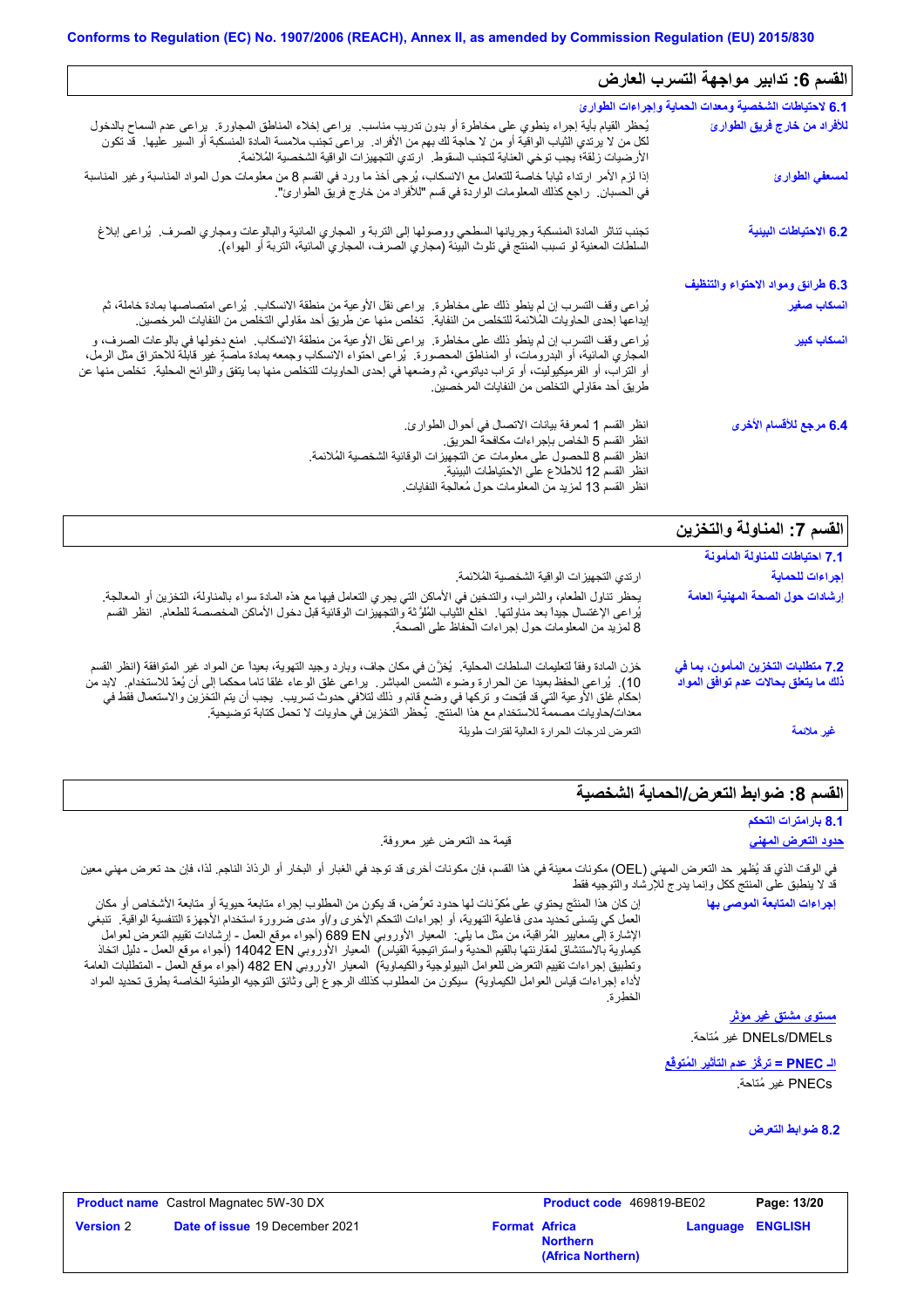Conforms to Regulation (EC) No. 1907/2006 (REACH), Annex II, as amended by Commission Regulation (EU) 2015/830

## القسم 6: تدابير مواجهة التسرب العارض

### 6.1 لاحتياطات الشخصية ومعدات الحماية وإجراءات الطوارئ

**للأفراد من خارج فريق الطوارئ**

يُحظر القيام بأية إجراء ينطوي على مخاطرة أو بدون تدريب مناسب. يراعى إخلاء المناطق المجاورة. يراعى عدم السماح بالدخول لكل من لا يرتدي الثياب الواقية أو من لا حاجة لك بهم من الأفراد. يراعى تجنب ملامسة المادة المنسكبة أو السير عليها. قد تكون الأرضيات زلقة؛ يجب توخي العناية لتجنب السقوط. ارتدي التجهيزات الواقية الشخصية المُلائمة.

**لمسعفي الطوارئ**

إذا لزم الأمر ارتداء ثياباً خاصة للتعامل مع الانسكاب، يُرجى أخذ ما ورد في القسم 8 من معلومات حول المواد المناسبة وغير المناسبة في الحسبان. راجع كذلك المعلومات الواردة في قسم "للأفراد من خارج فريق الطوارئ".

### 6.2 الاحتياطات البيئية

تجنب تناثر المادة المنسكبة وجريانها السطحي ووصولها إلى التربة و المجاري المائية والبالوعات ومجاري الصرف. يُراعى إبلاغ السلطات المعنية لو تسبب المنتج في تلوث البيئة (مجاري الصرف، المجاري المائية، التربة أو الهواء).

### 6.3 طرائق ومواد الاحتواء والتنظيف

**انسكاب صغير**

يُراعى وقف التسرب إن لم ينطو ذلك على مخاطرة. يراعى نقل الأوعية من منطقة الانسكاب. يُراعى امتصاصها بمادة خاملة، ثم إيداعها إحدى الحاويات المُلائمة للتخلص من النفاية. تخلص منها عن طريق أحد مقاولي التخلص من النفايات المرخصين.

**انسكاب كبير**

يُراعى وقف التسرب إن لم ينطو ذلك على مخاطرة. يراعى نقل الأوعية من منطقة الانسكاب. امنع دخولها في بالوعات الصرف، و المجاري المائية، أو البدرومات، أو المناطق المحصورة. يُراعى احتواء الانسكاب وجمعه بمادة ماصة غير قابلة للاحتراق مثل الرمل، أو التراب، أو الفرميكيوليت، أو تراب دياتومي، ثم وضعها في إحدى الحاويات للتخلص منها بما يتفق واللوائح المحلية. تخلص منها عن طريق أحد مقاولي التخلص من النفايات المرخصين.

### 6.4 مرجع للأقسام الأخرى

انظر القسم 1 لمعرفة بيانات الاتصال في أحوال الطوارئ.
انظر القسم 5 الخاص بإجراءات مكافحة الحريق.
انظر القسم 8 للحصول على معلومات عن التجهيزات الوقائية الشخصية المُلائمة.
انظر القسم 12 للاطلاع على الاحتياطات البيئية.
انظر القسم 13 لمزيد من المعلومات حول مُعالجة النفايات.

## القسم 7: المناولة والتخزين

### 7.1 احتياطات للمناولة المأمونة

**إجراءات للحماية**

ارتدي التجهيزات الواقية الشخصية المُلائمة.

**إرشادات حول الصحة المهنية العامة**

يحظر تناول الطعام، والشراب، والتدخين في الأماكن التي يجري التعامل فيها مع هذه المادة سواء بالمناولة، التخزين أو المعالجة. يُراعى الإغتسال جيداً بعد مناولتها. اخلع الثياب المُلوَّثة والتجهيزات الوقائية قبل دخول الأماكن المخصصة للطعام. انظر القسم 8 لمزيد من المعلومات حول إجراءات الحفاظ على الصحة.

### 7.2 متطلبات التخزين المأمون، بما في ذلك ما يتعلق بحالات عدم توافق المواد

خزن المادة وفقاً لتعليمات السلطات المحلية. يُخزَّن في مكان جاف، وبارد وجيد التهوية، بعيداً عن المواد غير المتوافقة (انظر القسم 10). يُراعى الحفظ بعيدا عن الحرارة وضوء الشمس المباشر. يراعى غلق الوعاء غلقا تاما محكما إلى أن يُعدّ للاستخدام. لابد من إحكام غلق الأوعية التي قد فُتِحت و تركها في وضع قائم و ذلك لتلافي حدوث تسريب. يجب أن يتم التخزين والاستعمال فقط في معدات/حاويات مصممة للاستخدام مع هذا المنتج. يُحظر التخزين في حاويات لا تحمل كتابة توضيحية.

**غير ملائمة**

التعرض لدرجات الحرارة العالية لفترات طويلة

## القسم 8: ضوابط التعرض/الحماية الشخصية

### 8.1 بارامترات التحكم

**حدود التعرض المهني**

قيمة حد التعرض غير معروفة.

في الوقت الذي قد يُظهر حد التعرض المهني (OEL) مكونات معينة في هذا القسم، فإن مكونات أخرى قد توجد في الغبار أو البخار أو الرذاذ الناجم. لذا، فإن حد تعرض مهني معين قد لا ينطبق على المنتج ككل وإنما يدرج للإرشاد والتوجيه فقط

**إجراءات المتابعة الموصى بها**

إن كان هذا المنتج يحتوي على مُكوّنات لها حدود تعرُض، قد يكون من المطلوب إجراء متابعة حيوية أو متابعة الأشخاص أو مكان العمل كي يتسنى تحديد مدى فاعلية التهوية، أو إجراءات التحكم الأخرى و/أو مدى ضرورة استخدام الأجهزة التنفسية الواقية. تنبغي الإشارة إلى معايير المُراقبة، من مثل ما يلي: المعيار الأوروبي EN 689 (أجواء موقع العمل - إرشادات تقييم التعرض لعوامل كيماوية بالاستنشاق لمقارنتها بالقيم الحدية واستراتيجية القياس) المعيار الأوروبي EN 14042 (أجواء موقع العمل - دليل اتخاذ وتطبيق إجراءات تقييم التعرض للعوامل البيولوجية والكيماوية) المعيار الأوروبي EN 482 (أجواء موقع العمل - المتطلبات العامة لأداء إجراءات قياس العوامل الكيماوية) سيكون من المطلوب كذلك الرجوع إلى وثائق التوجيه الوطنية الخاصة بطرق تحديد المواد الخطرة.

**مستوى مشتق غير مؤثر**

DNELs/DMELs غير مُتاحة.

**الـ PNEC = تركّز عدم التأثير المُتوقّع**

PNECs غير مُتاحة.

### 8.2 ضوابط التعرض

| Product name | Castrol Magnatec 5W-30 DX | Product code | 469819-BE02 | Page: 13/20 |
| --- | --- | --- | --- | --- |
| Version | 2 | Date of issue | 19 December 2021 | Format: Africa Northern (Africa Northern) |
| Language | ENGLISH | | | |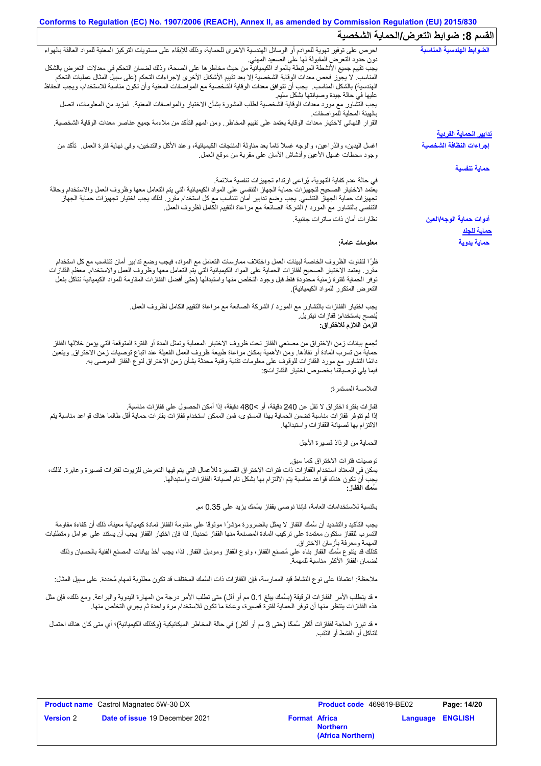Conforms to Regulation (EC) No. 1907/2006 (REACH), Annex II, as amended by Commission Regulation (EU) 2015/830

## القسم 8: ضوابط التعرض/الحماية الشخصية

**الضوابط الهندسية المناسبة**

احرص على توفير تهوية للعوادم أو الوسائل الهندسية الاخرى للحماية، وذلك للإبقاء على مستويات التركيز المعنية للمواد العالقة بالهواء دون حدود التعرض المقبولة لها على الصعيد المهني.
يجب تقييم جميع الأنشطة المرتبطة بالمواد الكيميائية من حيث مخاطرها على الصحة، وذلك لضمان التحكم في معدلات التعرض بالشكل المناسب. لا يجوز فحص معدات الوقاية الشخصية إلا بعد تقييم الأشكال الأخرى لإجراءات التحكم (على سبيل المثال عمليات التحكم الهندسية) بالشكل المناسب. يجب أن تتوافق معدات الوقاية الشخصية مع المواصفات المعنية وأن تكون مناسبة للاستخدام، ويجب الحفاظ عليها في حالة جيدة وصيانتها بشكل سليم.
يجب التشاور مع مورد معدات الوقاية الشخصية لطلب المشورة بشأن الاختيار والمواصفات المعنية. لمزيد من المعلومات، اتصل بالهيئة المحلية للمواصفات.
القرار النهائي لاختيار معدات الوقاية يعتمد على تقييم المخاطر. ومن المهم التأكد من ملاءمة جميع عناصر معدات الوقاية الشخصية.

**تدابير الحماية الفردية**

**إجراءات النظافة الشخصية**

اغسل اليدين، والذراعين، والوجه غسلا تاماً بعد مناولة المنتجات الكيميائية، وعند الأكل والتدخين، وفي نهاية فترة العمل. تأكد من وجود محطات غسيل الأعين وأدشاش الأمان على مقربة من موقع العمل.

**حماية تنفسية**

في حالة عدم كفاية التهوية، يُراعى ارتداء تجهيزات تنفسية ملائمة.
يعتمد الاختيار الصحيح لتجهيزات حماية الجهاز التنفسي على المواد الكيميائية التي يتم التعامل معها وظروف العمل والاستخدام وحالة تجهيزات حماية الجهاز التنفسي. يجب وضع تدابير أمان تتناسب مع كل استخدام مقرر. لذلك يجب اختيار تجهيزات حماية الجهاز التنفسي بالتشاور مع المورد / الشركة الصانعة مع مراعاة التقييم الكامل لظروف العمل.

**أدوات حماية الوجه/العين**

نظارات أمان ذات ساترات جانبية.

**حماية للجلد**

**حماية يدوية**

**معلومات عامة:**

ظرًا لتفاوت الظروف الخاصة لبيئات العمل واختلاف ممارسات التعامل مع المواد، فيجب وضع تدابير أمان تتناسب مع كل استخدام مقرر. يعتمد الاختيار الصحيح لقفازات الحماية على المواد الكيميائية التي يتم التعامل معها وظروف العمل والاستخدام. معظم القفازات توفر الحماية لفترة زمنية محدودة فقط قبل وجود التخلص منها واستبدالها (حتى أفضل القفازات المقاومة للمواد الكيميائية تتآكل بفعل التعرض المتكرر للمواد الكيميائية).

يجب اختيار القفازات بالتشاور مع المورد / الشركة الصانعة مع مراعاة التقييم الكامل لظروف العمل.
يُنصح باستخدام: قفازات نيتريل.

**الزمن اللازم للاختراق:**

تُجمع بيانات زمن الاختراق من مصنعي القفاز تحت ظروف الاختبار المعملية وتمثل المدة أو الفترة المتوقعة التي يؤمن خلالها القفاز حماية من تسرب المادة أو نفاذها. ومن الأهمية بمكان مراعاة طبيعة ظروف العمل الفعلية عند اتباع توصيات زمن الاختراق. ويتعين دائمًا التشاور مع مورد القفازات للوقوف على معلومات تقنية وفنية محدثة بشأن زمن الاختراق لنوع القفاز الموصى به.
فيما يلي توصياتنا بخصوص اختيار القفازاتs:

الملامسة المستمرة:

قفازات بفترة اختراق لا تقل عن 240 دقيقة، أو >480 دقيقة، إذا أمكن الحصول على قفازات مناسبة.
إذا لم تتوفر قفازات مناسبة تضمن الحماية بهذا المستوى، فمن الممكن استخدام قفازات بفترات حماية أقل طالما هناك قواعد مناسبة يتم الالتزام بها لصيانة القفازات واستبدالها.

الحماية من الرذاذ قصيرة الأجل

توصيات فترات الاختراق كما سبق.
يمكن في المعتاد استخدام القفازات ذات فترات الاختراق القصيرة للأعمال التي يتم فيها التعرض للزيوت لفترات قصيرة وعابرة. لذلك، يجب أن تكون هناك قواعد مناسبة يتم الالتزام بها بشكل تام لصيانة القفازات واستبدالها.

**سُمك القفاز:**

بالنسبة للاستخدامات العامة، فإننا نوصى بقفاز بسُمك يزيد على 0.35 مم.

يجب التأكيد والتشديد أن سُمك القفاز لا يمثل بالضرورة مؤشرًا موثوقًا على مقاومة القفاز لمادة كيميائية معينة، ذلك أن كفاءة مقاومة التسرب للقفاز ستكون معتمدة على تركيب المادة المصنعة منها القفاز تحديدًا. لذا فإن اختيار القفاز يجب أن يستند على عوامل ومتطلبات المهمة ومعرفة بأزمان الاختراق.
كذلك قد يتنوع سُمك القفاز بناء على مُصنع القفاز، ونوع القفاز وموديل القفاز. لذا، يجب أخذ بيانات المصنع الفنية بالحسبان وذلك لضمان القفاز الأكثر مناسبة للمهمة.

ملاحظة: اعتمادًا على نوع النشاط قيد الممارسة، فإن القفازات ذات السُمك المختلف قد تكون مطلوبة لمهام مُحددة. على سبيل المثال:

• قد يتطلب الأمر القفازات الرقيقة (بسُمك يبلغ 0.1 مم أو أقل) متى تطلب الأمر درجة من المهارة اليدوية والبراعة. ومع ذلك، فإن مثل هذه القفازات ينتظر منها أن توفر الحماية لفترة قصيرة، وعادة ما تكون للاستخدام مرة واحدة ثم يجري التخلص منها.

• قد تبرز الحاجة لقفازات أكثر سُمكًا (حتى 3 مم أو أكثر) في حالة المخاطر الميكانيكية (وكذلك الكيميائية)؛ أي متى كان هناك احتمال للتآكل أو القشط أو الثقب.

| Product name | Castrol Magnatec 5W-30 DX | Product code | 469819-BE02 | Page: 14/20 |
|---|---|---|---|---|
| Version 2 | Date of issue 19 December 2021 | Format Africa Northern (Africa Northern) | Language ENGLISH | |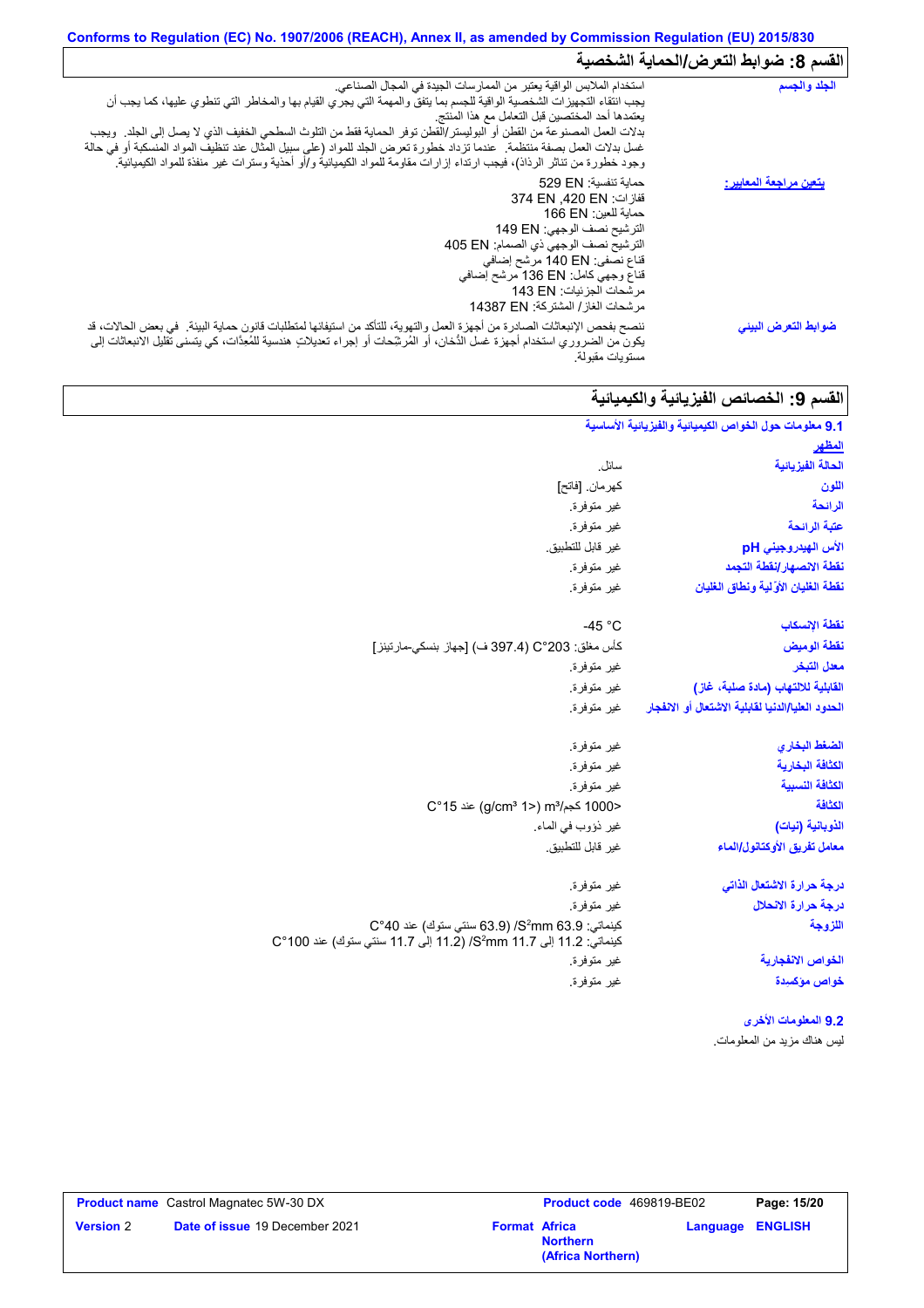Conforms to Regulation (EC) No. 1907/2006 (REACH), Annex II, as amended by Commission Regulation (EU) 2015/830

## القسم 8: ضوابط التعرض/الحماية الشخصية

| | |
|---|---|
| **الجلد والجسم** | استخدام الملابس الواقية يعتبر من الممارسات الجيدة في المجال الصناعي. يجب انتقاء التجهيزات الشخصية الواقية للجسم بما يتفق والمهمة التي يجري القيام بها والمخاطر التي تنطوي عليها، كما يجب أن يعتمدها أحد المختصين قبل التعامل مع هذا المنتج. بدلات العمل المصنوعة من القطن أو البوليستر/القطن توفر الحماية فقط من التلوث السطحي الخفيف الذي لا يصل إلى الجلد. ويجب غسل بدلات العمل بصفة منتظمة. عندما تزداد خطورة تعرض الجلد للمواد (على سبيل المثال عند تنظيف المواد المنسكبة أو في حالة وجود خطورة من تناثر الرذاذ)، فيجب ارتداء إزارات مقاومة للمواد الكيميائية و/أو أحذية وسترات غير منفذة للمواد الكيميائية. |
| **يتعين مراجعة المعايير:** | حماية تنفسية: EN 529<br>قفازات: EN 420، EN 374<br>حماية للعين: EN 166<br>الترشيح نصف الوجهي: EN 149<br>الترشيح نصف الوجهي ذي الصمام: EN 405<br>قناع نصفي: EN 140 مرشح إضافي<br>قناع وجهي كامل: EN 136 مرشح إضافي<br>مرشحات الجزيئات: EN 143<br>مرشحات الغاز / المشتركة: EN 14387 |
| **ضوابط التعرض البيئي** | ننصح بفحص الإنبعاثات الصادرة من أجهزة العمل والتهوية، للتأكد من استيفائها لمتطلبات قانون حماية البيئة. في بعض الحالات، قد يكون من الضروري استخدام أجهزة غسل الدُّخان، أو المُرَشِّحات أو إجراء تعديلاتٍ هندسية للمُعِدَّات، كي يتسنى تقليل الانبعاثات إلى مستويات مقبولة. |

## القسم 9: الخصائص الفيزيائية والكيميائية

### 9.1 معلومات حول الخواص الكيميائية والفيزيائية الأساسية

**المظهر**

| | |
|---|---|
| **الحالة الفيزيائية** | سائل. |
| **اللون** | كهرمان. [فاتح] |
| **الرائحة** | غير متوفرة. |
| **عتبة الرائحة** | غير متوفرة. |
| **الأس الهيدروجيني pH** | غير قابل للتطبيق. |
| **نقطة الانصهار/نقطة التجمد** | غير متوفرة. |
| **نقطة الغليان الأوّلية ونطاق الغليان** | غير متوفرة. |
| **نقطة الإنسكاب** | -45 °C |
| **نقطة الوميض** | كأس مغلق: 203°C (397.4 ف) [جهاز بنسكي-مارتينز] |
| **معدل التبخر** | غير متوفرة. |
| **القابلية للالتهاب (مادة صلبة، غاز)** | غير متوفرة. |
| **الحدود العليا/الدنيا لقابلية الاشتعال أو الانفجار** | غير متوفرة. |
| **الضغط البخاري** | غير متوفرة. |
| **الكثافة البخارية** | غير متوفرة. |
| **الكثافة النسبية** | غير متوفرة. |
| **الكثافة** | <1000 كجم/m³ (<1 g/cm³) عند 15°C |
| **الذوبانية (نيات)** | غير ذووب في الماء. |
| **معامل تفريق الأوكتانول/الماء** | غير قابل للتطبيق. |
| **درجة حرارة الاشتعال الذاتي** | غير متوفرة. |
| **درجة حرارة الانحلال** | غير متوفرة. |
| **اللزوجة** | كينماتي: 63.9 mm²/S (63.9 سنتي ستوك) عند 40°C<br>كينماتي: 11.2 إلى 11.7 mm²/S (11.2 إلى 11.7 سنتي ستوك) عند 100°C |
| **الخواص الانفجارية** | غير متوفرة. |
| **خواص مؤكسدة** | غير متوفرة. |

### 9.2 المعلومات الأخرى

ليس هناك مزيد من المعلومات.

| | | | |
|---|---|---|---|
| **Product name** Castrol Magnatec 5W-30 DX | **Product code** 469819-BE02 | | **Page:** 15/20 |
| **Version** 2 | **Date of issue** 19 December 2021 | **Format** Africa Northern (Africa Northern) | **Language** ENGLISH |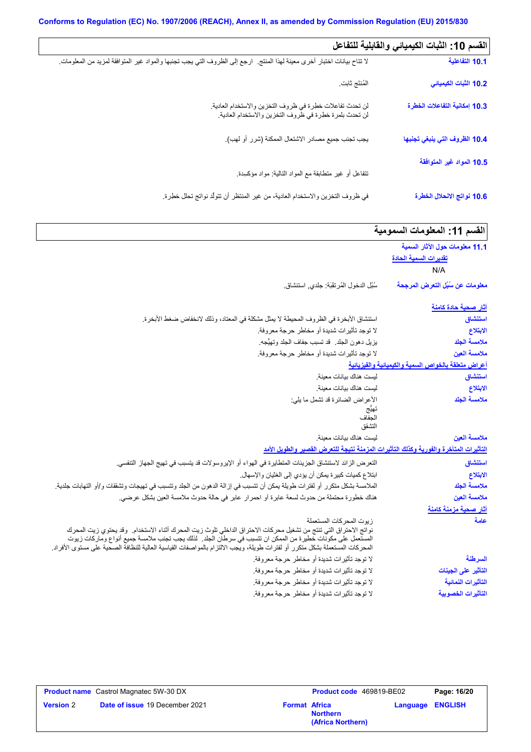## القسم 10: الثبات الكيميائي والقابلية للتفاعل

**10.1 التفاعلية** لا تتاح بيانات اختبار أخرى معينة لهذا المنتج. ارجع إلى الظروف التي يجب تجنبها والمواد غير المتوافقة لمزيد من المعلومات.

**10.2 الثبات الكيميائي** المُنتَج ثابت.

**10.3 إمكانية التفاعلات الخطرة** لن تحدث تفاعلات خطرة في ظروف التخزين والاستخدام العادية.
لن تحدث بلمرة خطرة في ظروف التخزين والاستخدام العادية.

**10.4 الظروف التي ينبغي تجنبها** يجب تجنب جميع مصادر الاشتعال الممكنة (شرر أو لهب).

**10.5 المواد غير المتوافقة** تتفاعل أو غير متطابقة مع المواد التالية: مواد مؤكسِدة.

**10.6 نواتج الانحلال الخطرة** في ظروف التخزين والاستخدام العادية، من غير المنتظر أن تتولَّد نواتج تحلل خطرة.

## القسم 11: المعلومات السمومية

**11.1 معلومات حول الآثار السمية**

تقديرات السمية الحادة

N/A

**معلومات عن سُبُل التعرض المرجحة** سُبُل الدخول المُرتقَبَة: جلدي, استنشاق.

آثار صحية حادة كامنة

**استنشاق** استنشاق الأبخرة في الظروف المحيطة لا يمثل مشكلة في المعتاد، وذلك لانخفاض ضغط الأبخرة.

**الابتلاع** لا توجد تأثيرات شديدة أو مخاطر حرجة معروفة.

**ملامسة الجلد** يزيل دهون الجلد. قد تسبب جفاف الجلد وتهيُّجه.

**ملامسة العين** لا توجد تأثيرات شديدة أو مخاطر حرجة معروفة.

أعراض متعلقة بالخواص السمية والكيميائية والفيزيائية

**استنشاق** ليست هناك بيانات معينة.

**الابتلاع** ليست هناك بيانات معينة.

**ملامسة الجلد** الأعراض الضائرة قد تشمل ما يلي:
تهيُّج
الجفاف
التشقق

**ملامسة العين** ليست هناك بيانات معينة.

التأثيرات المتأخرة والفورية وكذلك التأثيرات المزمنة نتيجة للتعرض القصير والطويل الأمد

**استنشاق** التعرض الزائد لاستنشاق الجزيئات المتطايرة في الهواء أو الإيروسولات قد يتسبب في تهيج الجهاز التنفسي.

**الابتلاع** ابتلاع كميات كبيرة يمكن أن يؤدي إلى الغثيان والإسهال.

**ملامسة الجلد** الملامسة بشكل متكرر أو لفترات طويلة يمكن أن تتسبب في إزالة الدهون من الجلد وتتسبب في تهيجات وتشققات و/أو التهابات جلدية.

**ملامسة العين** هناك خطورة محتملة من حدوث لسعة عابرة أو احمرار عابر في حالة حدوث ملامسة العين بشكل عرضي.

آثار صحية مزمنة كامنة

**عامة** زيوت المحركات المستعملة
نواتج الاحتراق التي تنتج من تشغيل محركات الاحتراق الداخلي تلوث زيت المحرك أثناء الاستخدام. وقد يحتوي زيت المحرك المستعمل على مكونات خطيرة من الممكن ان تتسبب في سرطان الجلد. لذلك يجب تجنب ملامسة جميع أنواع وماركات زيوت المحركات المستعملة بشكل متكرر أو لفترات طويلة، ويجب الالتزام بالمواصفات القياسية العالية للنظافة الصحية على مستوى الأفراد.

**السرطنة** لا توجد تأثيرات شديدة أو مخاطر حرجة معروفة.

**التأثير على الجينات** لا توجد تأثيرات شديدة أو مخاطر حرجة معروفة.

**التأثيرات النمائية** لا توجد تأثيرات شديدة أو مخاطر حرجة معروفة.

**التأثيرات الخصوبية** لا توجد تأثيرات شديدة أو مخاطر حرجة معروفة.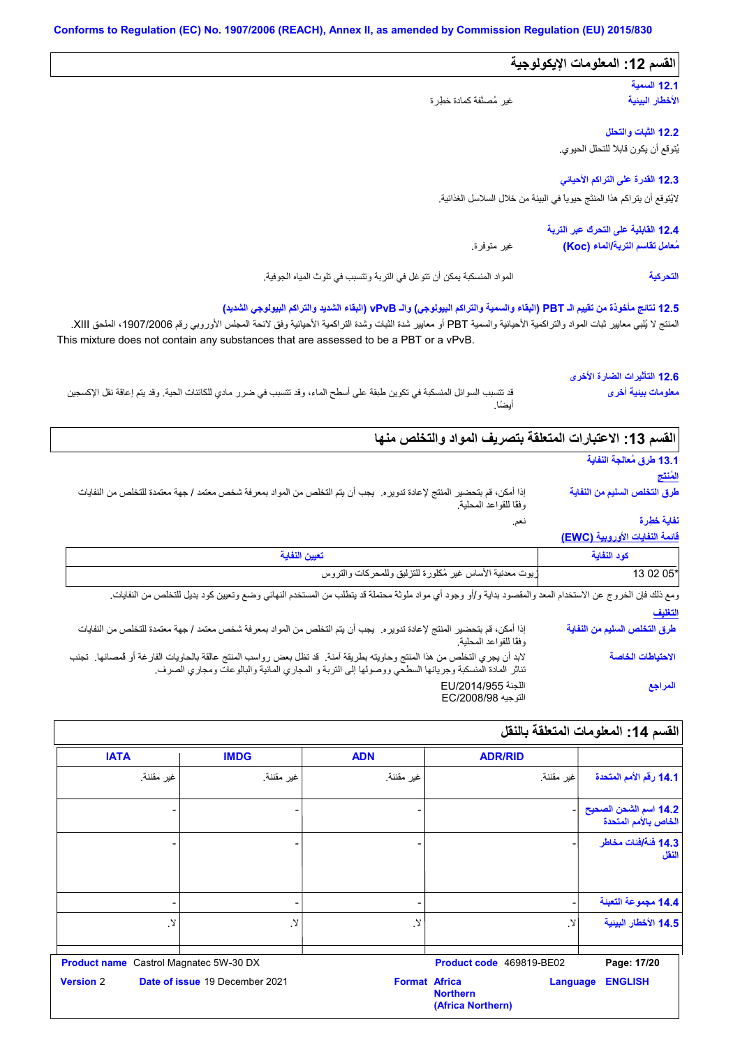Conforms to Regulation (EC) No. 1907/2006 (REACH), Annex II, as amended by Commission Regulation (EU) 2015/830

## القسم 12: المعلومات الإيكولوجية

### 12.1 السمية

**الأخطار البيئية** غير مُصنَّفة كمادة خطرة

### 12.2 الثبات والتحلل

يُتوقع أن يكون قابلا للتحلل الحيوي.

### 12.3 القدرة على التراكم الأحيائي

لايُتوقع أن يتراكم هذا المنتَج حيويا في البيئة من خلال السلاسل الغذائية.

### 12.4 القابلية على التحرك عبر التربة

**مُعامل تقاسم التربة/الماء (Koc)** غير متوفرة.

**التحركية** المواد المنسكبة يمكن أن تتوغل في التربة وتتسبب في تلوث المياه الجوفية.

### 12.5 نتائج مأخوذة من تقييم الـ PBT (البقاء والسمية والتراكم البيولوجي) والـ vPvB (البقاء الشديد والتراكم البيولوجي الشديد)

المنتج لا يُلبي معايير ثبات المواد والتراكمية الأحيائية والسمية PBT أو معايير شدة الثبات وشدة التراكمية الأحيائية وفق لائحة المجلس الأوروبي رقم 1907/2006، الملحق XIII.
This mixture does not contain any substances that are assessed to be a PBT or a vPvB.

### 12.6 التأثيرات الضارة الأخرى

**معلومات بيئية أخرى** قد تتسبب السوائل المنسكبة في تكوين طبقة على أسطح الماء، وقد تتسبب في ضرر مادي للكائنات الحية. وقد يتم إعاقة نقل الإكسجين أيضًا.

## القسم 13: الاعتبارات المتعلقة بتصريف المواد والتخلص منها

### 13.1 طرق مُعالجة النفاية

**المُنتج**

**طرق التخلص السليم من النفاية** إذا أمكن، قم بتحضير المنتج لإعادة تدويره. يجب أن يتم التخلص من المواد بمعرفة شخص معتمد / جهة معتمدة للتخلص من النفايات وفقًا للقواعد المحلية.

**نفاية خطرة** نعم.

**قائمة النفايات الأوروبية (EWC)**

| كود النفاية | تعيين النفاية |
|---|---|
| 13 02 05* | زيوت معدنية الأساس غير مُكلورة للتزليق وللمحركات والتروس |

ومع ذلك فإن الخروج عن الاستخدام المعد والمقصود بداية و/أو وجود أي مواد ملوثة محتملة قد يتطلب من المستخدم النهائي وضع وتعيين كود بديل للتخلص من النفايات.

**التغليف**

**طرق التخلص السليم من النفاية** إذا أمكن، قم بتحضير المنتج لإعادة تدويره. يجب أن يتم التخلص من المواد بمعرفة شخص معتمد / جهة معتمدة للتخلص من النفايات وفقًا للقواعد المحلية.

**الاحتياطات الخاصة** لابد أن يجري التخلص من هذا المنتج وحاويته بطريقة آمنة. قد تظل بعض رواسب المنتج عالقة بالحاويات الفارغة أو قُمصانها. تجنب تناثر المادة المنسكبة وجريانها السطحي ووصولها إلى التربة و المجاري المائية والبالوعات ومجاري الصرف.

**المراجع** اللجنة EU/2014/955
التوجيه EC/2008/98

## القسم 14: المعلومات المتعلقة بالنقل

| | ADR/RID | ADN | IMDG | IATA |
|---|---|---|---|---|
| **14.1 رقم الأمم المتحدة** | غير مقننة. | غير مقننة. | غير مقننة. | غير مقننة. |
| **14.2 اسم الشحن الصحيح الخاص بالأمم المتحدة** | - | - | - | - |
| **14.3 فئة/فئات مخاطر النقل** | - | - | - | - |
| **14.4 مجموعة التعبئة** | - | - | - | - |
| **14.5 الأخطار البيئية** | لا. | لا. | لا. | لا. |

**Product name** Castrol Magnatec 5W-30 DX **Product code** 469819-BE02
**Version** 2 **Date of issue** 19 December 2021 **Format** Africa Northern (Africa Northern) **Language** ENGLISH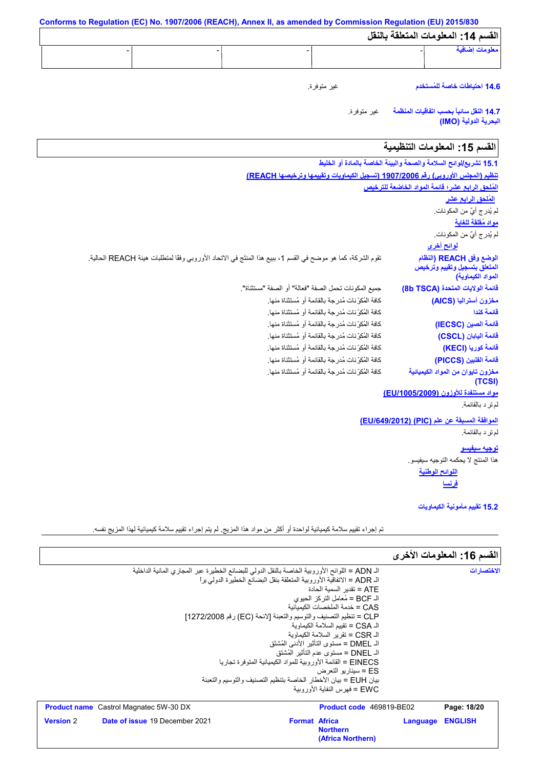## القسم 14: المعلومات المتعلقة بالنقل

| معلومات إضافية | - | - | - | - |
|---|---|---|---|---|

**14.6 احتياطات خاصة للمُستخدم** غير متوفرة.

**14.7 النقل سائباً بحسب اتفاقيات المنظمة البحرية الدولية (IMO)** غير متوفرة.

## القسم 15: المعلومات التنظيمية

**15.1 تشريع/لوائح السلامة والصحة والبيئة الخاصة بالمادة أو الخليط**

**تنظيم (المجلس الأوروبي) رقم 1907/2006 (تسجيل الكيماويات وتقييمها وترخيصها REACH)**

**المُلحق الرابع عشر؛ قائمة المواد الخاضعة للترخيص**

**المُلحق الرابع عشر**

لم يُدرج أيٌ من المكونات.

**مواد مُقلقة للغاية**

لم يُدرج أيٌ من المكونات.

**لوائح أخرى**

| | |
|---|---|
| **الوضع وفق REACH (النظام المتعلق بتسجيل وتقييم وترخيص المواد الكيماوية)** | تقوم الشركة، كما هو موضح في القسم 1، ببيع هذا المنتج في الاتحاد الأوروبي وفقا لمتطلبات هيئة REACH الحالية. |
| **قائمة الولايات المتحدة (8b TSCA)** | جميع المكونات تحمل الصفة "فعالة" أو الصفة "مستثناة". |
| **مخزون أستراليا (AICS)** | كافة المُكوّنات مُدرجة بالقائمة أو مُستثناة منها. |
| **قائمة كندا** | كافة المُكوّنات مُدرجة بالقائمة أو مُستثناة منها. |
| **قائمة الصين (IECSC)** | كافة المُكوّنات مُدرجة بالقائمة أو مُستثناة منها. |
| **قائمة اليابان (CSCL)** | كافة المُكوّنات مُدرجة بالقائمة أو مُستثناة منها. |
| **قائمة كوريا (KECI)** | كافة المُكوّنات مُدرجة بالقائمة أو مُستثناة منها. |
| **قائمة الفلبين (PICCS)** | كافة المُكوّنات مُدرجة بالقائمة أو مُستثناة منها. |
| **مخزون تايوان من المواد الكيميائية (TCSI)** | كافة المُكوّنات مُدرجة بالقائمة أو مُستثناة منها. |

**مواد مستنفدة للأوزون (EU/1005/2009)**

لم ترد بالقائمة.

**الموافقة المسبقة عن علم (PIC) (EU/649/2012)**

لم ترد بالقائمة.

**توجيه سيفيسو**

هذا المنتج لا يحكمه التوجيه سيفيسو.

**اللوائح الوطنية**

**فرنسا**

**15.2 تقييم مأمونية الكيماويات**

تم إجراء تقييم سلامة كيميائية لواحدة أو أكثر من مواد هذا المزيج. لم يتم إجراء تقييم سلامة كيميائية لهذا المزيج نفسه.

## القسم 16: المعلومات الأخرى

**الاختصارات**

الـ ADN = اللوائح الأوروبية الخاصة بالنقل الدولي للبضائع الخطيرة عبر المجاري المائية الداخلية
الـ ADR = الاتفاقية الأوروبية المتعلقة بنقل البضائع الخطيرة الدولي براً
ATE = تقدير السمية الحادة
الـ BCF = مُعامل التركز الحيوي
CAS = خدمة الملخصات الكيميائية
CLP = تنظيم التصنيف والتوسيم والتعبئة [لائحة (EC) رقم 1272/2008]
الـ CSA = تقييم السلامة الكيماوية
الـ CSR = تقرير السلامة الكيماوية
الـ DMEL = مستوى التأثير الأدنى المُشتق
الـ DNEL = مستوى عدم التأثير المُشتق
EINECS = القائمة الأوروبية للمواد الكيميائية المتوفرة تجاريا
ES = سيناريو التعرض
بيان EUH = بيان الأخطار الخاصة بتنظيم التصنيف والتوسيم والتعبئة
EWC = فهرس النفاية الأوروبية

| | | | |
|---|---|---|---|
| **Product name** Castrol Magnatec 5W-30 DX | **Product code** 469819-BE02 | | **Page: 18/20** |
| **Version** 2 | **Date of issue** 19 December 2021 | **Format** Africa Northern (Africa Northern) | **Language** ENGLISH |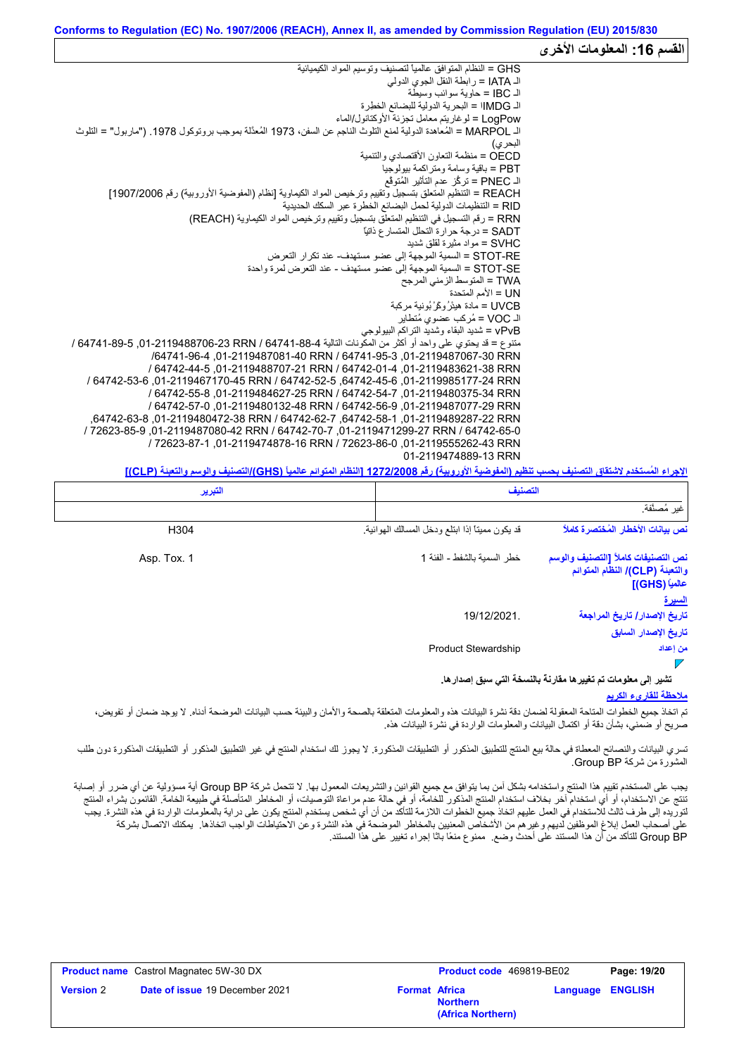Conforms to Regulation (EC) No. 1907/2006 (REACH), Annex II, as amended by Commission Regulation (EU) 2015/830

## القسم 16: المعلومات الأخرى

GHS = النظام المتوافق عالمياً لتصنيف وتوسيم المواد الكيميائية
الـ IATA = رابطة النقل الجوي الدولي
الـ IBC = حاوية سوائب وسيطة
الـ IMDG = البحرية الدولية للبضائع الخطرة
LogPow = لوغاريتم معامل تجزئة الأوكتانول/الماء
الـ MARPOL = المعاهدة الدولية لمنع التلوث الناجم عن السفن، 1973 المُعدّلة بموجب بروتوكول 1978. ("ماربول" = التلوث البحري)
OECD = منظمة التعاون الأقتصادي والتنمية
PBT = باقية وسامة ومتراكمة بيولوجيا
الـ PNEC = تركّز عدم التأثير المُتوقّع
REACH = التنظيم المتعلق بتسجيل وتقييم وترخيص المواد الكيماوية [نظام (المفوضية الأوروبية) رقم 1907/2006]
RID = التنظيمات الدولية لحمل البضائع الخطرة عبر السكك الحديدية
RRN = رقم التسجيل في التنظيم المتعلق بتسجيل وتقييم وترخيص المواد الكيماوية (REACH)
SADT = درجة حرارة التحلل المتسارع ذاتياً
SVHC = مواد مثيرة لقلق شديد
STOT-RE = السمية الموجهة إلى عضو مستهدف- عند تكرار التعرض
STOT-SE = السمية الموجهة إلى عضو مستهدف - عند التعرض لمرة واحدة
TWA = المتوسط الزمني المرجح
UN = الأمم المتحدة
UVCB = مادة هيئرُوكرْبُونية مركبة
الـ VOC = مُركب عضوي مُتطاير
vPvB = شديد البقاء وشديد التراكم البيولوجي
متنوع = قد يحتوي على واحد أو أكثر من المكونات التالية 64741-88-4 RRN 01-2119488706-23, 64741-89-5 / RRN 01-2119487067-30, 64741-95-3 / RRN 01-2119487081-40, 64741-96-4/ RRN 01-2119483621-38, 64742-01-4 / RRN 01-2119488707-21, 64742-44-5 / RRN 01-2119985177-24, 64742-45-6, 64742-52-5 / RRN 01-2119467170-45, 64742-53-6 / RRN 01-2119480375-34, 64742-54-7 / RRN 01-2119484627-25, 64742-55-8 / RRN 01-2119487077-29, 64742-56-9 / RRN 01-2119480132-48, 64742-57-0 / RRN 01-2119489287-22, 64742-58-1, 64742-62-7 / RRN 01-2119480472-38, 64742-63-8, 64742-65-0 / RRN 01-2119471299-27, 64742-70-7 / RRN 01-2119487080-42, 72623-85-9 / RRN 01-2119555262-43, 72623-86-0 / RRN 01-2119474878-16, 72623-87-1 / RRN 01-2119474889-13

**الإجراء المُستخدم لاشتقاق التصنيف بحسب تنظيم (المفوضية الأوروبية) رقم 1272/2008 [النظام المتوائم عالمياً (GHS)/التصنيف والوسم والتعبئة (CLP)]**

| التصنيف | التبرير |
|---|---|
| غير مُصنَّفة. | |

| | | |
|---|---|---|
| **نص بيانات الأخطار المُختصرة كاملاً** | قد يكون مميتاً إذا ابتلع ودخل المسالك الهوائية. | H304 |
| **نص التصنيفات كاملاً [التصنيف والوسم والتعبئة (CLP)/ النظام المتوائم عالمياً (GHS)]** | خطر السمية بالشفط - الفئة 1 | Asp. Tox. 1 |

**السيرة**

| | |
|---|---|
| **تاريخ الإصدار/ تاريخ المراجعة** | 19/12/2021. |
| **تاريخ الإصدار السابق** | |
| **من إعداد** | Product Stewardship |

**تشير إلى معلومات تم تغييرها مقارنة بالنسخة التي سبق إصدارها.**

**ملاحظة للقارىء الكريم**

تم اتخاذ جميع الخطوات المتاحة المعقولة لضمان دقة نشرة البيانات هذه والمعلومات المتعلقة بالصحة والأمان والبيئة حسب البيانات الموضحة أدناه. لا يوجد ضمان أو تفويض، صريح أو ضمني، بشأن دقة أو اكتمال البيانات والمعلومات الواردة في نشرة البيانات هذه.

تسري البيانات والنصائح المعطاة في حالة بيع المنتج للتطبيق المذكور أو التطبيقات المذكورة. لا يجوز لك استخدام المنتج في غير التطبيق المذكور أو التطبيقات المذكورة دون طلب المشورة من شركة BP Group.

يجب على المستخدم تقييم هذا المنتج واستخدامه بشكل آمن بما يتوافق مع جميع القوانين والتشريعات المعمول بها. لا تتحمل شركة BP Group أية مسؤولية عن أي ضرر أو إصابة تنتج عن الاستخدام، أو أي استخدام آخر بخلاف استخدام المنتج المذكور للخامة، أو في حالة عدم مراعاة التوصيات، أو المخاطر المتأصلة في طبيعة الخامة. القائمون بشراء المنتج لتوريده إلى طرف ثالث للاستخدام في العمل عليهم اتخاذ جميع الخطوات اللازمة للتأكد من أن أي شخص يستخدم المنتج يكون على دراية بالمعلومات الواردة في هذه النشرة. يجب على أصحاب العمل إبلاغ الموظفين لديهم وغيرهم من الأشخاص المعنيين بالمخاطر الموضحة في هذه النشرة وعن الاحتياطات الواجب اتخاذها. يمكنك الاتصال بشركة BP Group للتأكد من أن هذا المستند على أحدث وضع. ممنوع منعًا باتًا إجراء تغيير على هذا المستند.

| | | | |
|---|---|---|---|
| **Product name** Castrol Magnatec 5W-30 DX | | **Product code** 469819-BE02 | |
| **Version** 2 | **Date of issue** 19 December 2021 | **Format** Africa Northern (Africa Northern) | **Language** ENGLISH |